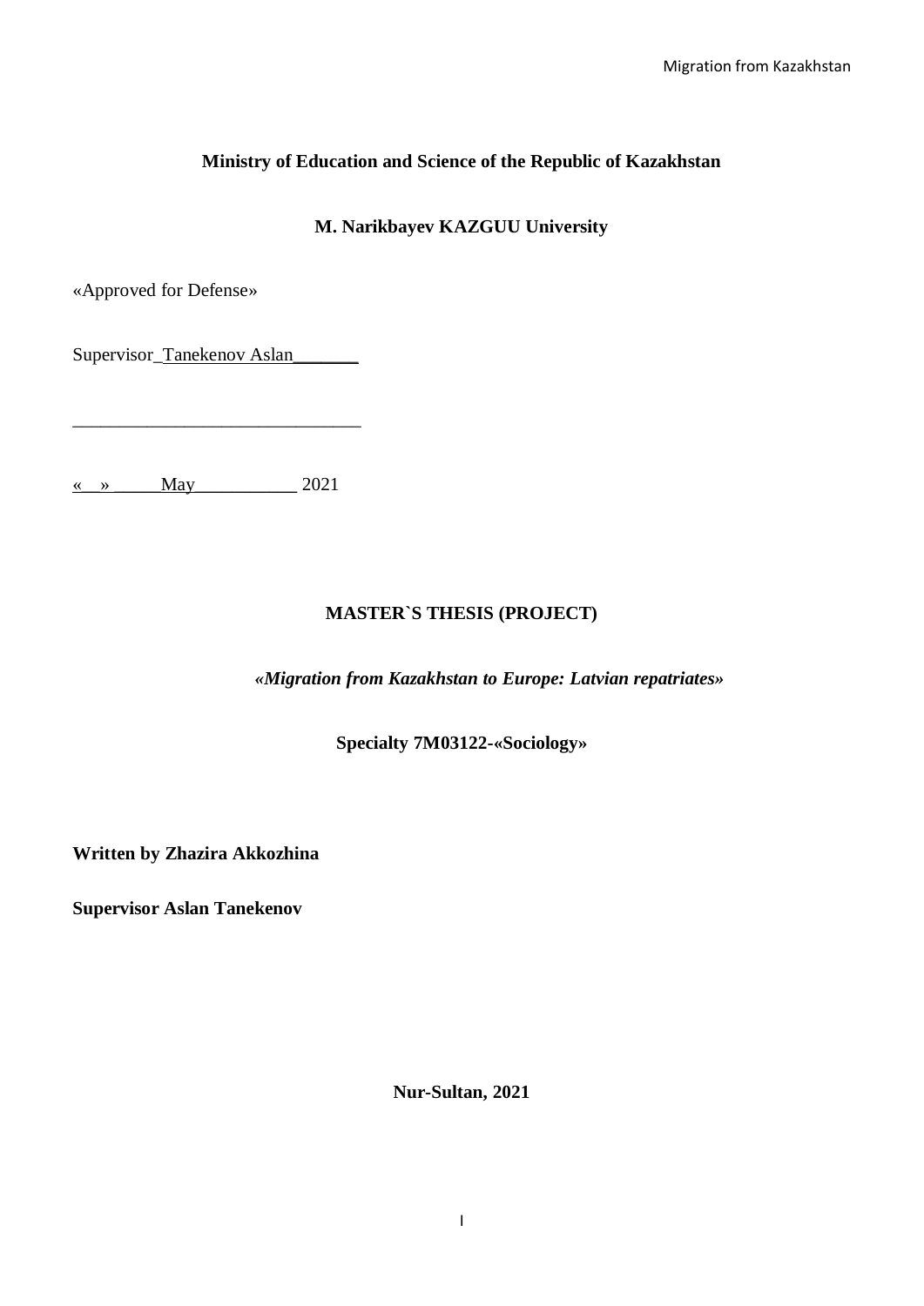**Ministry of Education and Science of the Republic of Kazakhstan**

**M. Narikbayev KAZGUU University**

«Approved for Defense»

Supervisor_Tanekenov Aslan_______

______________________________

«__»_____May___________ 2021

**MASTER`S THESIS (PROJECT)**

***«Migration from Kazakhstan to Europe: Latvian repatriates»***

**Specialty 7M03122-«Sociology»**

**Written by Zhazira Akkozhina**

**Supervisor Aslan Tanekenov**

**Nur-Sultan, 2021**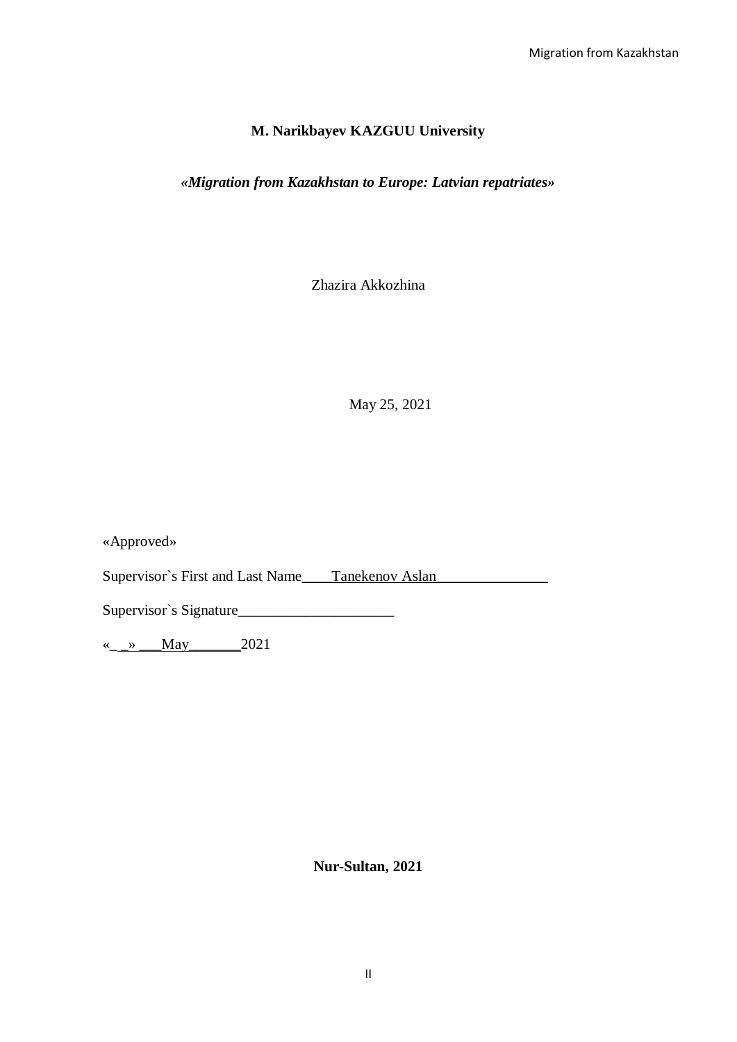**M. Narikbayev KAZGUU University**

***«Migration from Kazakhstan to Europe: Latvian repatriates»***

Zhazira Akkozhina

May 25, 2021

«Approved»

Supervisor`s First and Last Name____Tanekenov Aslan_______________

Supervisor`s Signature_____________________

«_ _» ___May_______2021

**Nur-Sultan, 2021**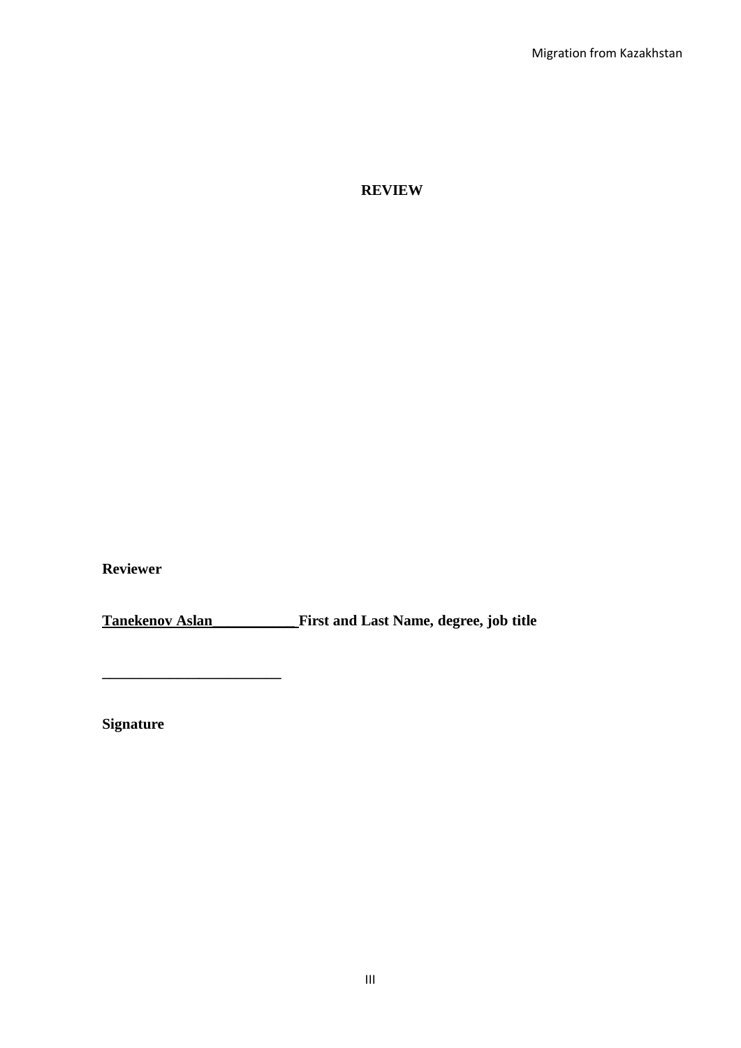**REVIEW**

**Reviewer**

**Tanekenov Aslan___________ First and Last Name, degree, job title**

**________________________**

**Signature**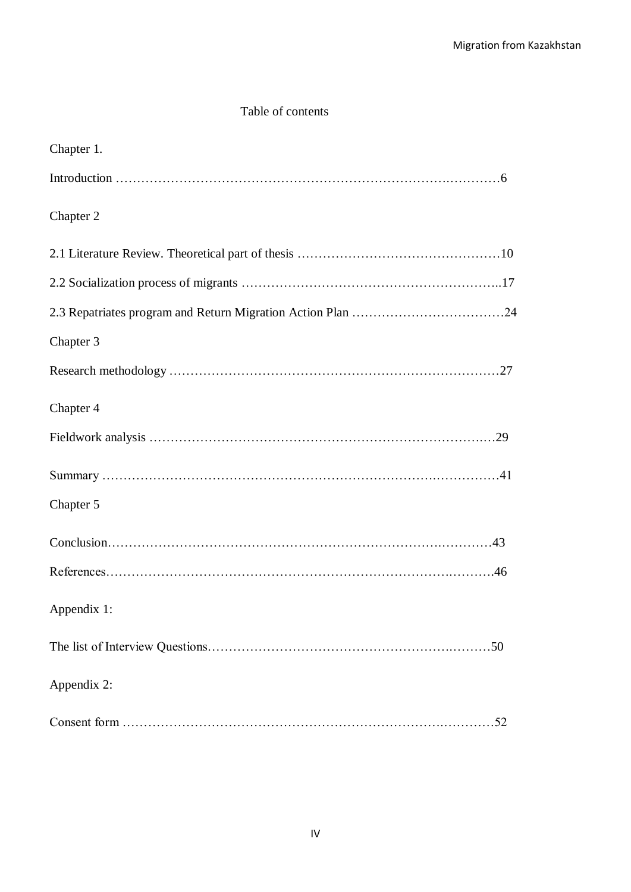# Table of contents

Chapter 1.

Introduction ……………………………………………………………………….…………6

Chapter 2

2.1 Literature Review. Theoretical part of thesis …………………………………………10

2.2 Socialization process of migrants ……………………………………………………..17

2.3 Repatriates program and Return Migration Action Plan ………………………………24

Chapter 3

Research methodology ……………………………………………………………………27

Chapter 4

Fieldwork analysis ………………………………………………………………….…29

Summary ……………………………………………………………………….……………41

Chapter 5

Conclusion……………………………………………………………………….…………43

References……………………………………………………………………….……….46

Appendix 1:

The list of Interview Questions…………………………………………………….………50

Appendix 2:

Consent form ……………………………………………………………………….………52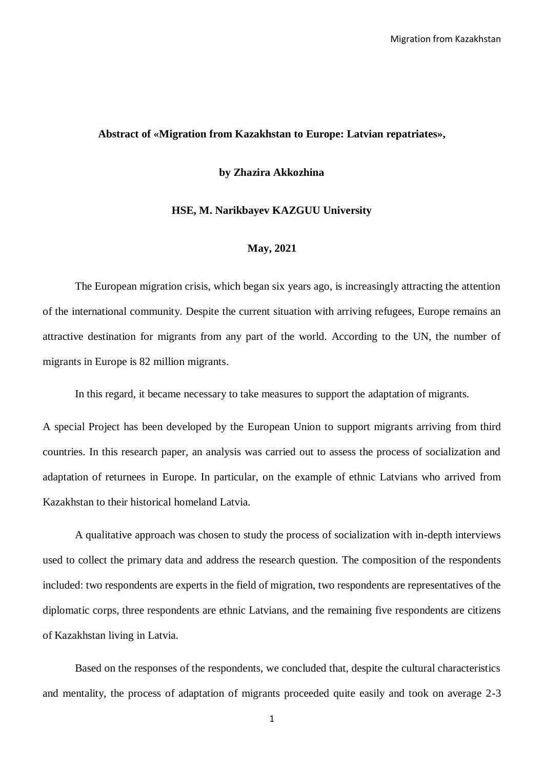**Abstract of «Migration from Kazakhstan to Europe: Latvian repatriates»,**

**by Zhazira Akkozhina**

**HSE, M. Narikbayev KAZGUU University**

**May, 2021**

The European migration crisis, which began six years ago, is increasingly attracting the attention of the international community. Despite the current situation with arriving refugees, Europe remains an attractive destination for migrants from any part of the world. According to the UN, the number of migrants in Europe is 82 million migrants.

In this regard, it became necessary to take measures to support the adaptation of migrants.

A special Project has been developed by the European Union to support migrants arriving from third countries. In this research paper, an analysis was carried out to assess the process of socialization and adaptation of returnees in Europe. In particular, on the example of ethnic Latvians who arrived from Kazakhstan to their historical homeland Latvia.

A qualitative approach was chosen to study the process of socialization with in-depth interviews used to collect the primary data and address the research question. The composition of the respondents included: two respondents are experts in the field of migration, two respondents are representatives of the diplomatic corps, three respondents are ethnic Latvians, and the remaining five respondents are citizens of Kazakhstan living in Latvia.

Based on the responses of the respondents, we concluded that, despite the cultural characteristics and mentality, the process of adaptation of migrants proceeded quite easily and took on average 2-3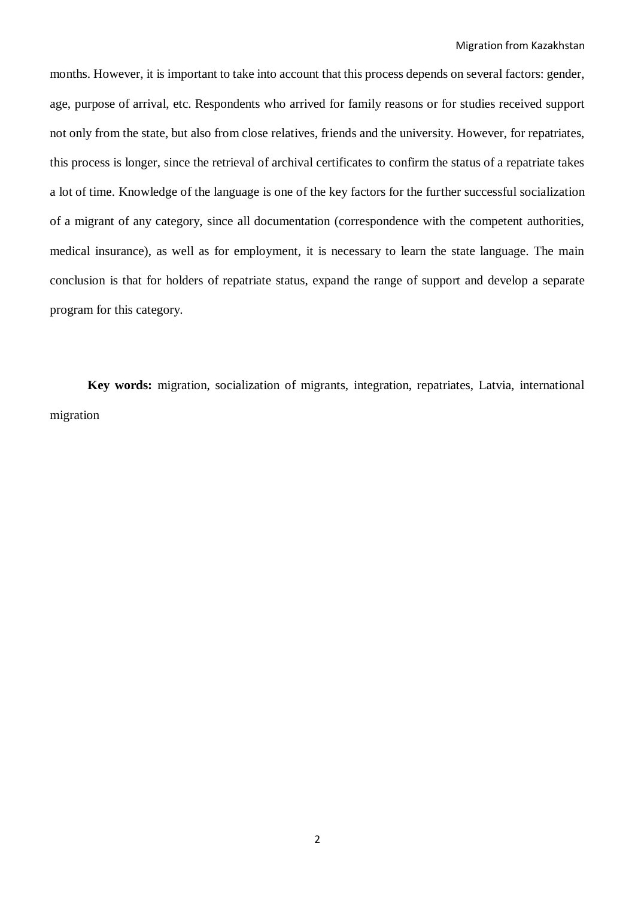months. However, it is important to take into account that this process depends on several factors: gender, age, purpose of arrival, etc. Respondents who arrived for family reasons or for studies received support not only from the state, but also from close relatives, friends and the university. However, for repatriates, this process is longer, since the retrieval of archival certificates to confirm the status of a repatriate takes a lot of time. Knowledge of the language is one of the key factors for the further successful socialization of a migrant of any category, since all documentation (correspondence with the competent authorities, medical insurance), as well as for employment, it is necessary to learn the state language. The main conclusion is that for holders of repatriate status, expand the range of support and develop a separate program for this category.

**Key words:** migration, socialization of migrants, integration, repatriates, Latvia, international migration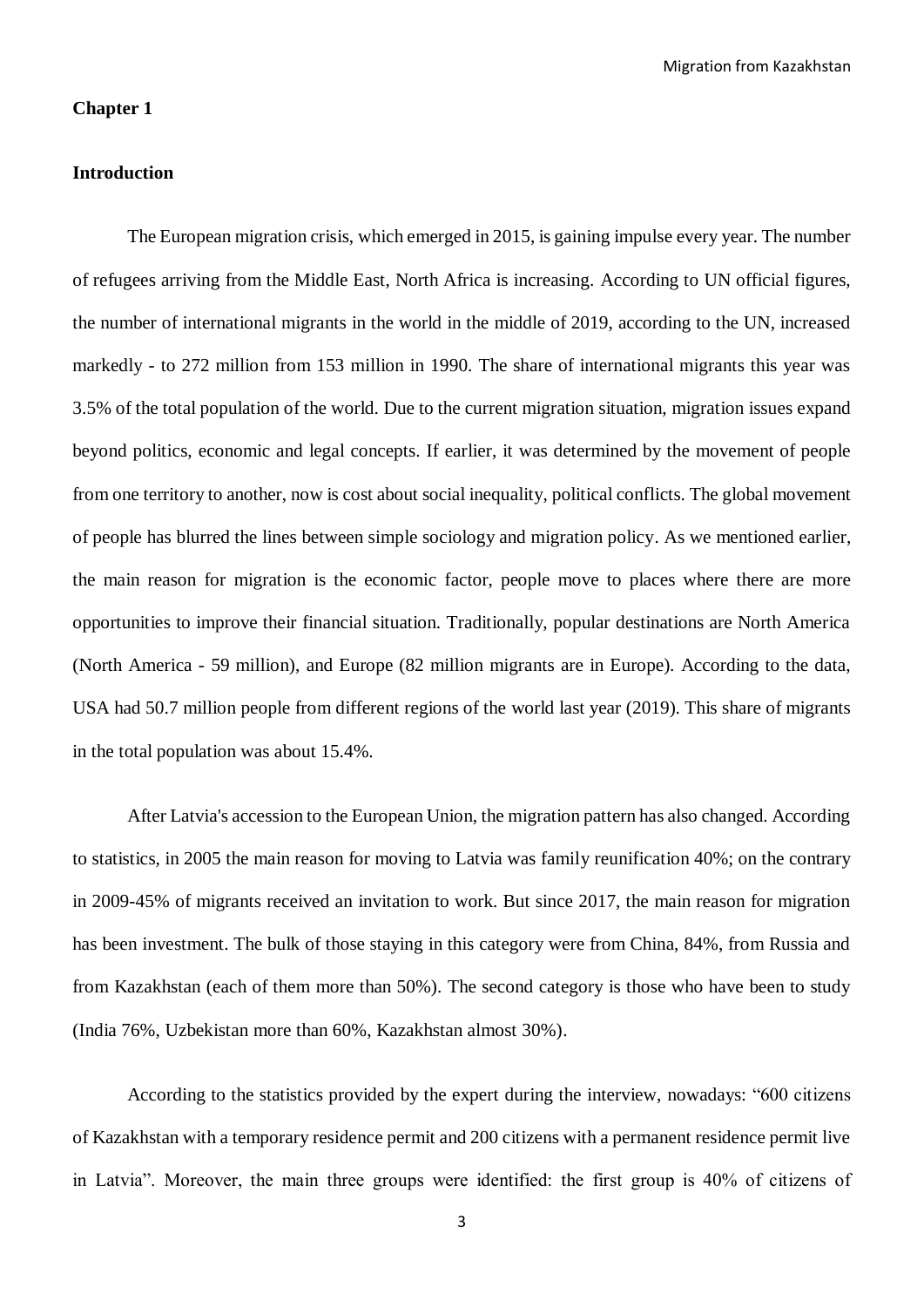## Chapter 1

## Introduction

The European migration crisis, which emerged in 2015, is gaining impulse every year. The number of refugees arriving from the Middle East, North Africa is increasing. According to UN official figures, the number of international migrants in the world in the middle of 2019, according to the UN, increased markedly - to 272 million from 153 million in 1990. The share of international migrants this year was 3.5% of the total population of the world. Due to the current migration situation, migration issues expand beyond politics, economic and legal concepts. If earlier, it was determined by the movement of people from one territory to another, now is cost about social inequality, political conflicts. The global movement of people has blurred the lines between simple sociology and migration policy. As we mentioned earlier, the main reason for migration is the economic factor, people move to places where there are more opportunities to improve their financial situation. Traditionally, popular destinations are North America (North America - 59 million), and Europe (82 million migrants are in Europe). According to the data, USA had 50.7 million people from different regions of the world last year (2019). This share of migrants in the total population was about 15.4%.

After Latvia's accession to the European Union, the migration pattern has also changed. According to statistics, in 2005 the main reason for moving to Latvia was family reunification 40%; on the contrary in 2009-45% of migrants received an invitation to work. But since 2017, the main reason for migration has been investment. The bulk of those staying in this category were from China, 84%, from Russia and from Kazakhstan (each of them more than 50%). The second category is those who have been to study (India 76%, Uzbekistan more than 60%, Kazakhstan almost 30%).

According to the statistics provided by the expert during the interview, nowadays: "600 citizens of Kazakhstan with a temporary residence permit and 200 citizens with a permanent residence permit live in Latvia". Moreover, the main three groups were identified: the first group is 40% of citizens of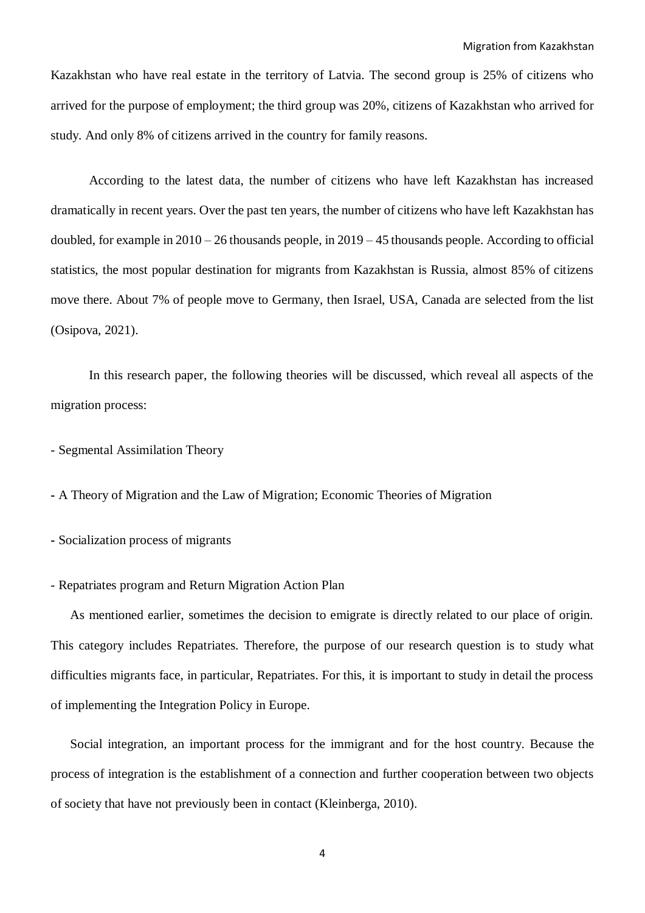Kazakhstan who have real estate in the territory of Latvia. The second group is 25% of citizens who arrived for the purpose of employment; the third group was 20%, citizens of Kazakhstan who arrived for study. And only 8% of citizens arrived in the country for family reasons.

According to the latest data, the number of citizens who have left Kazakhstan has increased dramatically in recent years. Over the past ten years, the number of citizens who have left Kazakhstan has doubled, for example in 2010 – 26 thousands people, in 2019 – 45 thousands people. According to official statistics, the most popular destination for migrants from Kazakhstan is Russia, almost 85% of citizens move there. About 7% of people move to Germany, then Israel, USA, Canada are selected from the list (Osipova, 2021).

In this research paper, the following theories will be discussed, which reveal all aspects of the migration process:

- Segmental Assimilation Theory
- A Theory of Migration and the Law of Migration; Economic Theories of Migration
- Socialization process of migrants
- Repatriates program and Return Migration Action Plan

As mentioned earlier, sometimes the decision to emigrate is directly related to our place of origin. This category includes Repatriates. Therefore, the purpose of our research question is to study what difficulties migrants face, in particular, Repatriates. For this, it is important to study in detail the process of implementing the Integration Policy in Europe.

Social integration, an important process for the immigrant and for the host country. Because the process of integration is the establishment of a connection and further cooperation between two objects of society that have not previously been in contact (Kleinberga, 2010).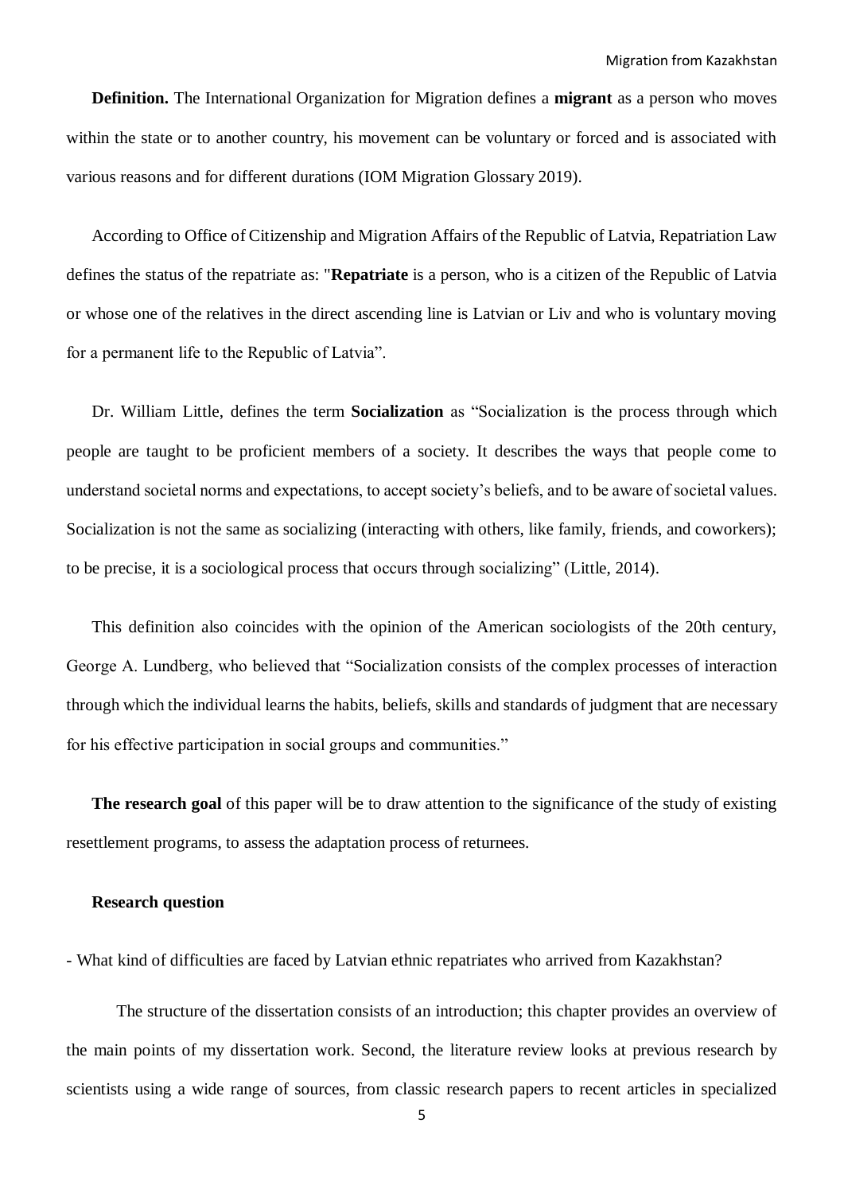**Definition.** The International Organization for Migration defines a **migrant** as a person who moves within the state or to another country, his movement can be voluntary or forced and is associated with various reasons and for different durations (IOM Migration Glossary 2019).

According to Office of Citizenship and Migration Affairs of the Republic of Latvia, Repatriation Law defines the status of the repatriate as: "**Repatriate** is a person, who is a citizen of the Republic of Latvia or whose one of the relatives in the direct ascending line is Latvian or Liv and who is voluntary moving for a permanent life to the Republic of Latvia".

Dr. William Little, defines the term **Socialization** as "Socialization is the process through which people are taught to be proficient members of a society. It describes the ways that people come to understand societal norms and expectations, to accept society's beliefs, and to be aware of societal values. Socialization is not the same as socializing (interacting with others, like family, friends, and coworkers); to be precise, it is a sociological process that occurs through socializing" (Little, 2014).

This definition also coincides with the opinion of the American sociologists of the 20th century, George A. Lundberg, who believed that "Socialization consists of the complex processes of interaction through which the individual learns the habits, beliefs, skills and standards of judgment that are necessary for his effective participation in social groups and communities."

**The research goal** of this paper will be to draw attention to the significance of the study of existing resettlement programs, to assess the adaptation process of returnees.

**Research question**

- What kind of difficulties are faced by Latvian ethnic repatriates who arrived from Kazakhstan?

The structure of the dissertation consists of an introduction; this chapter provides an overview of the main points of my dissertation work. Second, the literature review looks at previous research by scientists using a wide range of sources, from classic research papers to recent articles in specialized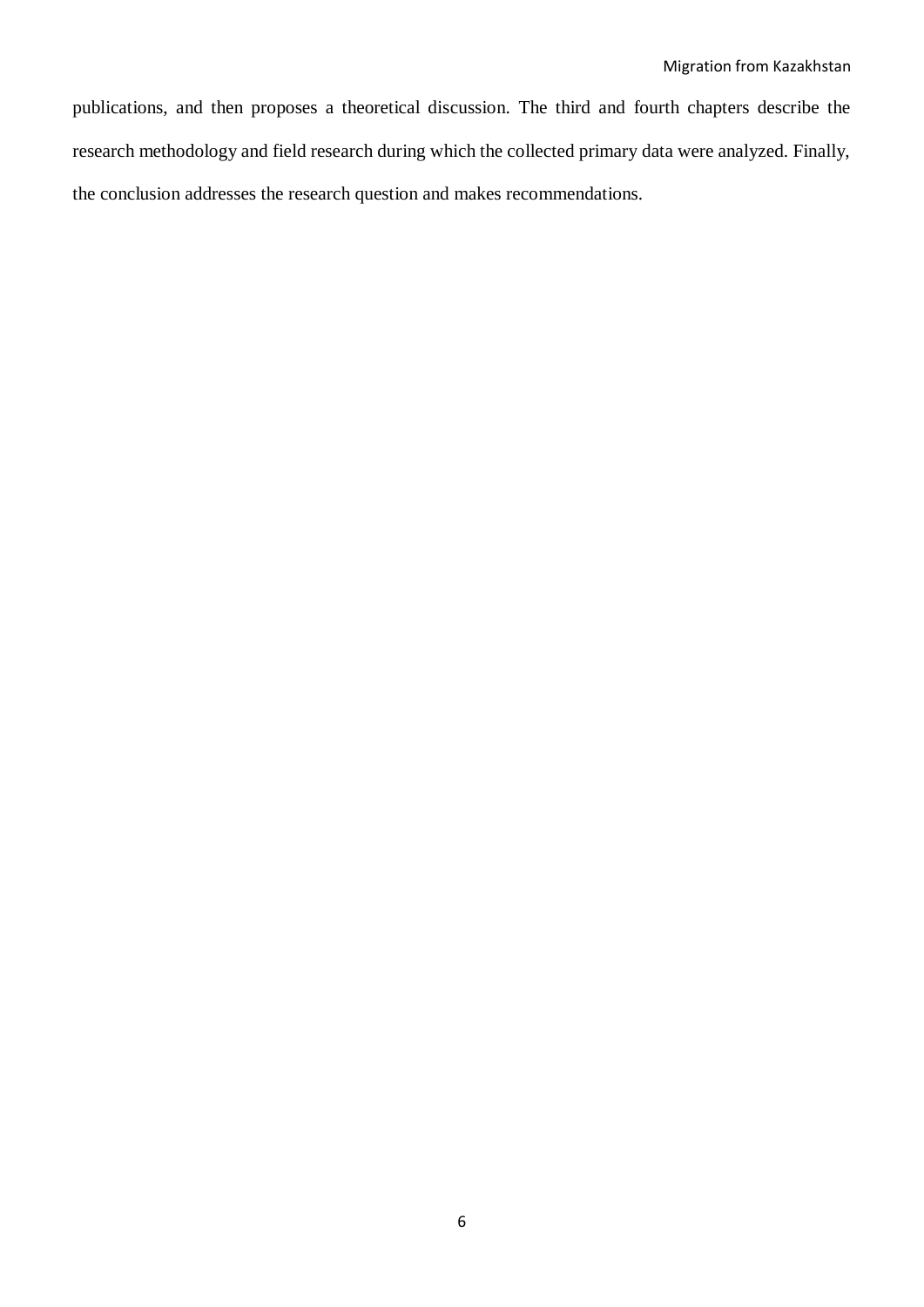publications, and then proposes a theoretical discussion. The third and fourth chapters describe the research methodology and field research during which the collected primary data were analyzed. Finally, the conclusion addresses the research question and makes recommendations.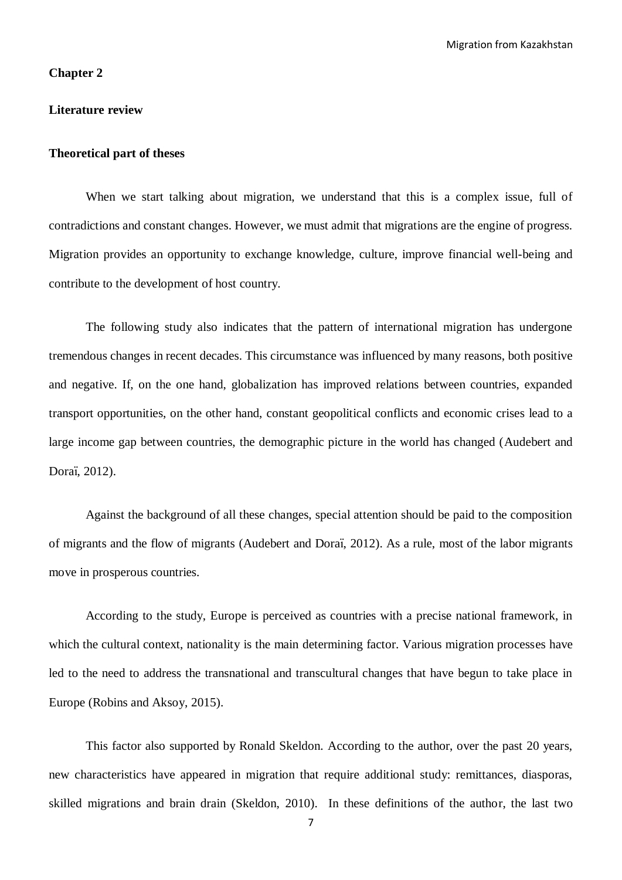# Chapter 2

## Literature review

### Theoretical part of theses

When we start talking about migration, we understand that this is a complex issue, full of contradictions and constant changes. However, we must admit that migrations are the engine of progress. Migration provides an opportunity to exchange knowledge, culture, improve financial well-being and contribute to the development of host country.

The following study also indicates that the pattern of international migration has undergone tremendous changes in recent decades. This circumstance was influenced by many reasons, both positive and negative. If, on the one hand, globalization has improved relations between countries, expanded transport opportunities, on the other hand, constant geopolitical conflicts and economic crises lead to a large income gap between countries, the demographic picture in the world has changed (Audebert and Doraï, 2012).

Against the background of all these changes, special attention should be paid to the composition of migrants and the flow of migrants (Audebert and Doraï, 2012). As a rule, most of the labor migrants move in prosperous countries.

According to the study, Europe is perceived as countries with a precise national framework, in which the cultural context, nationality is the main determining factor. Various migration processes have led to the need to address the transnational and transcultural changes that have begun to take place in Europe (Robins and Aksoy, 2015).

This factor also supported by Ronald Skeldon. According to the author, over the past 20 years, new characteristics have appeared in migration that require additional study: remittances, diasporas, skilled migrations and brain drain (Skeldon, 2010). In these definitions of the author, the last two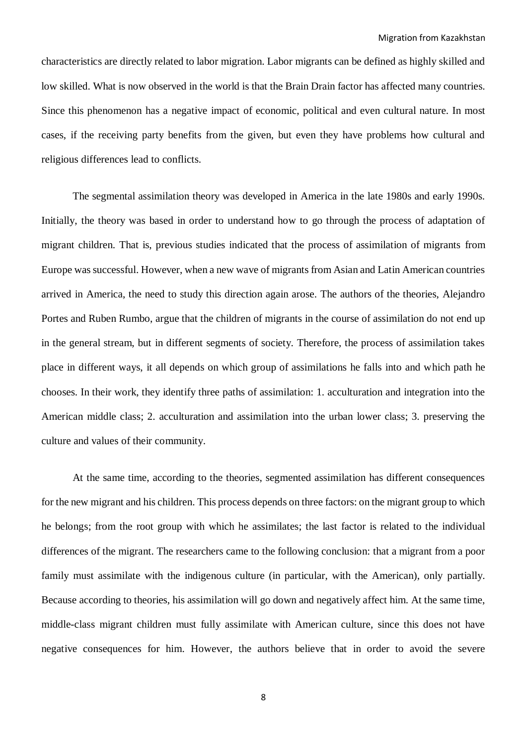characteristics are directly related to labor migration. Labor migrants can be defined as highly skilled and low skilled. What is now observed in the world is that the Brain Drain factor has affected many countries. Since this phenomenon has a negative impact of economic, political and even cultural nature. In most cases, if the receiving party benefits from the given, but even they have problems how cultural and religious differences lead to conflicts.

The segmental assimilation theory was developed in America in the late 1980s and early 1990s. Initially, the theory was based in order to understand how to go through the process of adaptation of migrant children. That is, previous studies indicated that the process of assimilation of migrants from Europe was successful. However, when a new wave of migrants from Asian and Latin American countries arrived in America, the need to study this direction again arose. The authors of the theories, Alejandro Portes and Ruben Rumbo, argue that the children of migrants in the course of assimilation do not end up in the general stream, but in different segments of society. Therefore, the process of assimilation takes place in different ways, it all depends on which group of assimilations he falls into and which path he chooses. In their work, they identify three paths of assimilation: 1. acculturation and integration into the American middle class; 2. acculturation and assimilation into the urban lower class; 3. preserving the culture and values of their community.

At the same time, according to the theories, segmented assimilation has different consequences for the new migrant and his children. This process depends on three factors: on the migrant group to which he belongs; from the root group with which he assimilates; the last factor is related to the individual differences of the migrant. The researchers came to the following conclusion: that a migrant from a poor family must assimilate with the indigenous culture (in particular, with the American), only partially. Because according to theories, his assimilation will go down and negatively affect him. At the same time, middle-class migrant children must fully assimilate with American culture, since this does not have negative consequences for him. However, the authors believe that in order to avoid the severe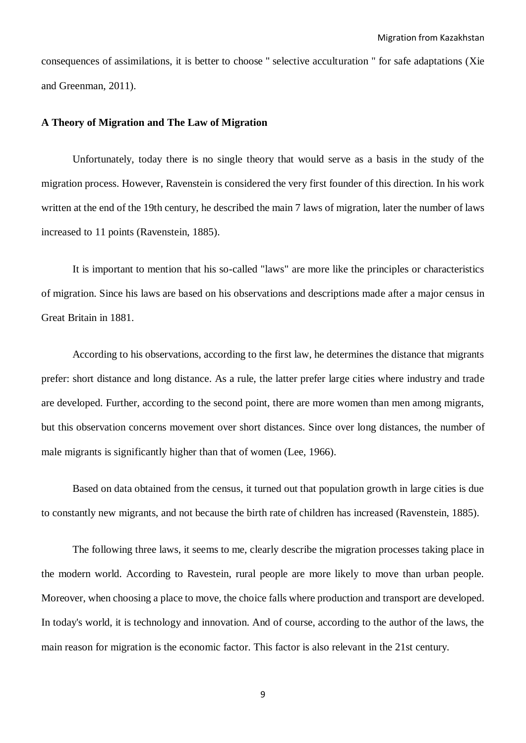consequences of assimilations, it is better to choose " selective acculturation " for safe adaptations (Xie and Greenman, 2011).

**A Theory of Migration and The Law of Migration**

Unfortunately, today there is no single theory that would serve as a basis in the study of the migration process. However, Ravenstein is considered the very first founder of this direction. In his work written at the end of the 19th century, he described the main 7 laws of migration, later the number of laws increased to 11 points (Ravenstein, 1885).

It is important to mention that his so-called "laws" are more like the principles or characteristics of migration. Since his laws are based on his observations and descriptions made after a major census in Great Britain in 1881.

According to his observations, according to the first law, he determines the distance that migrants prefer: short distance and long distance. As a rule, the latter prefer large cities where industry and trade are developed. Further, according to the second point, there are more women than men among migrants, but this observation concerns movement over short distances. Since over long distances, the number of male migrants is significantly higher than that of women (Lee, 1966).

Based on data obtained from the census, it turned out that population growth in large cities is due to constantly new migrants, and not because the birth rate of children has increased (Ravenstein, 1885).

The following three laws, it seems to me, clearly describe the migration processes taking place in the modern world. According to Ravestein, rural people are more likely to move than urban people. Moreover, when choosing a place to move, the choice falls where production and transport are developed. In today's world, it is technology and innovation. And of course, according to the author of the laws, the main reason for migration is the economic factor. This factor is also relevant in the 21st century.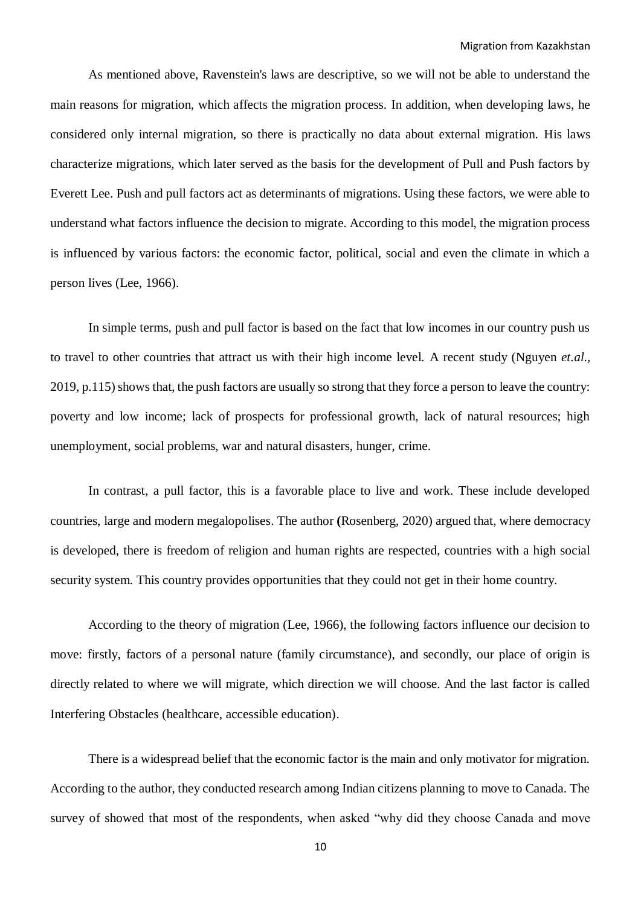As mentioned above, Ravenstein's laws are descriptive, so we will not be able to understand the main reasons for migration, which affects the migration process. In addition, when developing laws, he considered only internal migration, so there is practically no data about external migration. His laws characterize migrations, which later served as the basis for the development of Pull and Push factors by Everett Lee. Push and pull factors act as determinants of migrations. Using these factors, we were able to understand what factors influence the decision to migrate. According to this model, the migration process is influenced by various factors: the economic factor, political, social and even the climate in which a person lives (Lee, 1966).

In simple terms, push and pull factor is based on the fact that low incomes in our country push us to travel to other countries that attract us with their high income level. A recent study (Nguyen *et.al.*, 2019, p.115) shows that, the push factors are usually so strong that they force a person to leave the country: poverty and low income; lack of prospects for professional growth, lack of natural resources; high unemployment, social problems, war and natural disasters, hunger, crime.

In contrast, a pull factor, this is a favorable place to live and work. These include developed countries, large and modern megalopolises. The author **(**Rosenberg, 2020) argued that, where democracy is developed, there is freedom of religion and human rights are respected, countries with a high social security system. This country provides opportunities that they could not get in their home country.

According to the theory of migration (Lee, 1966), the following factors influence our decision to move: firstly, factors of a personal nature (family circumstance), and secondly, our place of origin is directly related to where we will migrate, which direction we will choose. And the last factor is called Interfering Obstacles (healthcare, accessible education).

There is a widespread belief that the economic factor is the main and only motivator for migration. According to the author, they conducted research among Indian citizens planning to move to Canada. The survey of showed that most of the respondents, when asked "why did they choose Canada and move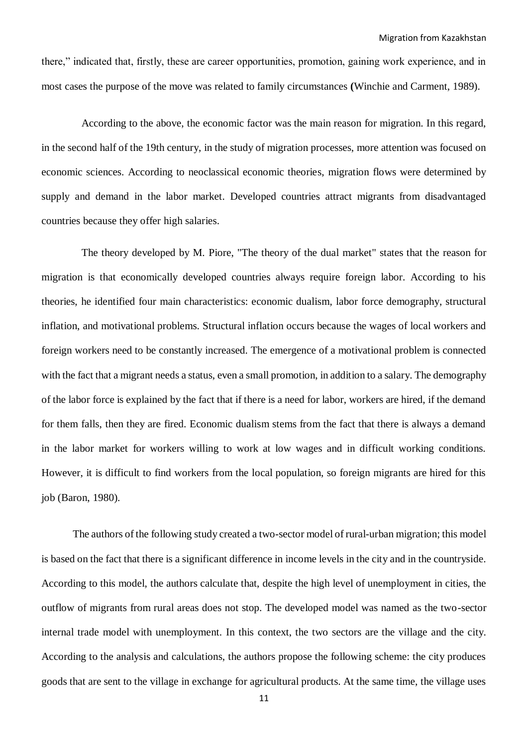there," indicated that, firstly, these are career opportunities, promotion, gaining work experience, and in most cases the purpose of the move was related to family circumstances **(**Winchie and Carment, 1989).

According to the above, the economic factor was the main reason for migration. In this regard, in the second half of the 19th century, in the study of migration processes, more attention was focused on economic sciences. According to neoclassical economic theories, migration flows were determined by supply and demand in the labor market. Developed countries attract migrants from disadvantaged countries because they offer high salaries.

The theory developed by M. Piore, "The theory of the dual market" states that the reason for migration is that economically developed countries always require foreign labor. According to his theories, he identified four main characteristics: economic dualism, labor force demography, structural inflation, and motivational problems. Structural inflation occurs because the wages of local workers and foreign workers need to be constantly increased. The emergence of a motivational problem is connected with the fact that a migrant needs a status, even a small promotion, in addition to a salary. The demography of the labor force is explained by the fact that if there is a need for labor, workers are hired, if the demand for them falls, then they are fired. Economic dualism stems from the fact that there is always a demand in the labor market for workers willing to work at low wages and in difficult working conditions. However, it is difficult to find workers from the local population, so foreign migrants are hired for this job (Baron, 1980).

The authors of the following study created a two-sector model of rural-urban migration; this model is based on the fact that there is a significant difference in income levels in the city and in the countryside. According to this model, the authors calculate that, despite the high level of unemployment in cities, the outflow of migrants from rural areas does not stop. The developed model was named as the two-sector internal trade model with unemployment. In this context, the two sectors are the village and the city. According to the analysis and calculations, the authors propose the following scheme: the city produces goods that are sent to the village in exchange for agricultural products. At the same time, the village uses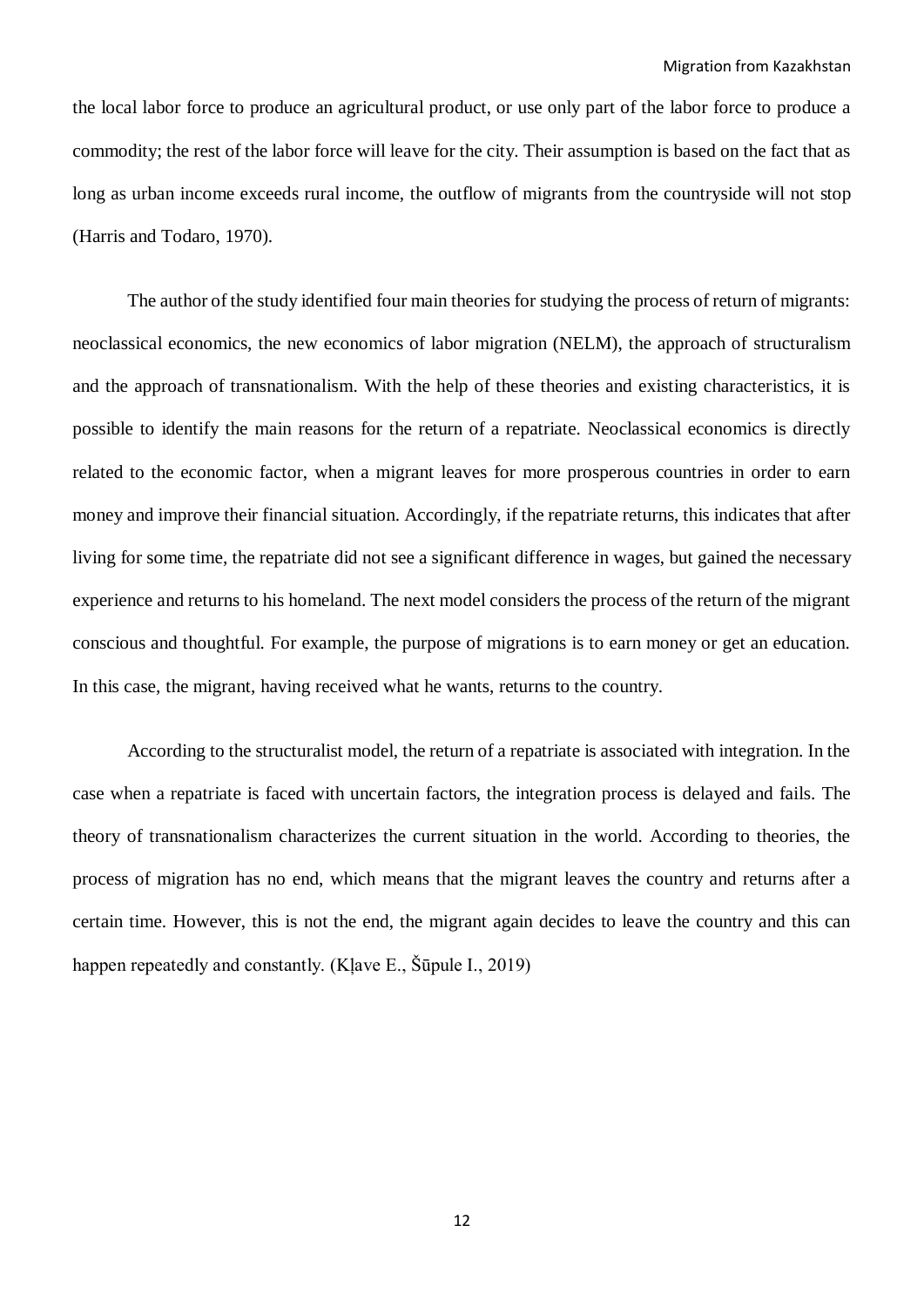the local labor force to produce an agricultural product, or use only part of the labor force to produce a commodity; the rest of the labor force will leave for the city. Their assumption is based on the fact that as long as urban income exceeds rural income, the outflow of migrants from the countryside will not stop (Harris and Todaro, 1970).

The author of the study identified four main theories for studying the process of return of migrants: neoclassical economics, the new economics of labor migration (NELM), the approach of structuralism and the approach of transnationalism. With the help of these theories and existing characteristics, it is possible to identify the main reasons for the return of a repatriate. Neoclassical economics is directly related to the economic factor, when a migrant leaves for more prosperous countries in order to earn money and improve their financial situation. Accordingly, if the repatriate returns, this indicates that after living for some time, the repatriate did not see a significant difference in wages, but gained the necessary experience and returns to his homeland. The next model considers the process of the return of the migrant conscious and thoughtful. For example, the purpose of migrations is to earn money or get an education. In this case, the migrant, having received what he wants, returns to the country.

According to the structuralist model, the return of a repatriate is associated with integration. In the case when a repatriate is faced with uncertain factors, the integration process is delayed and fails. The theory of transnationalism characterizes the current situation in the world. According to theories, the process of migration has no end, which means that the migrant leaves the country and returns after a certain time. However, this is not the end, the migrant again decides to leave the country and this can happen repeatedly and constantly. (Kļave E., Šūpule I., 2019)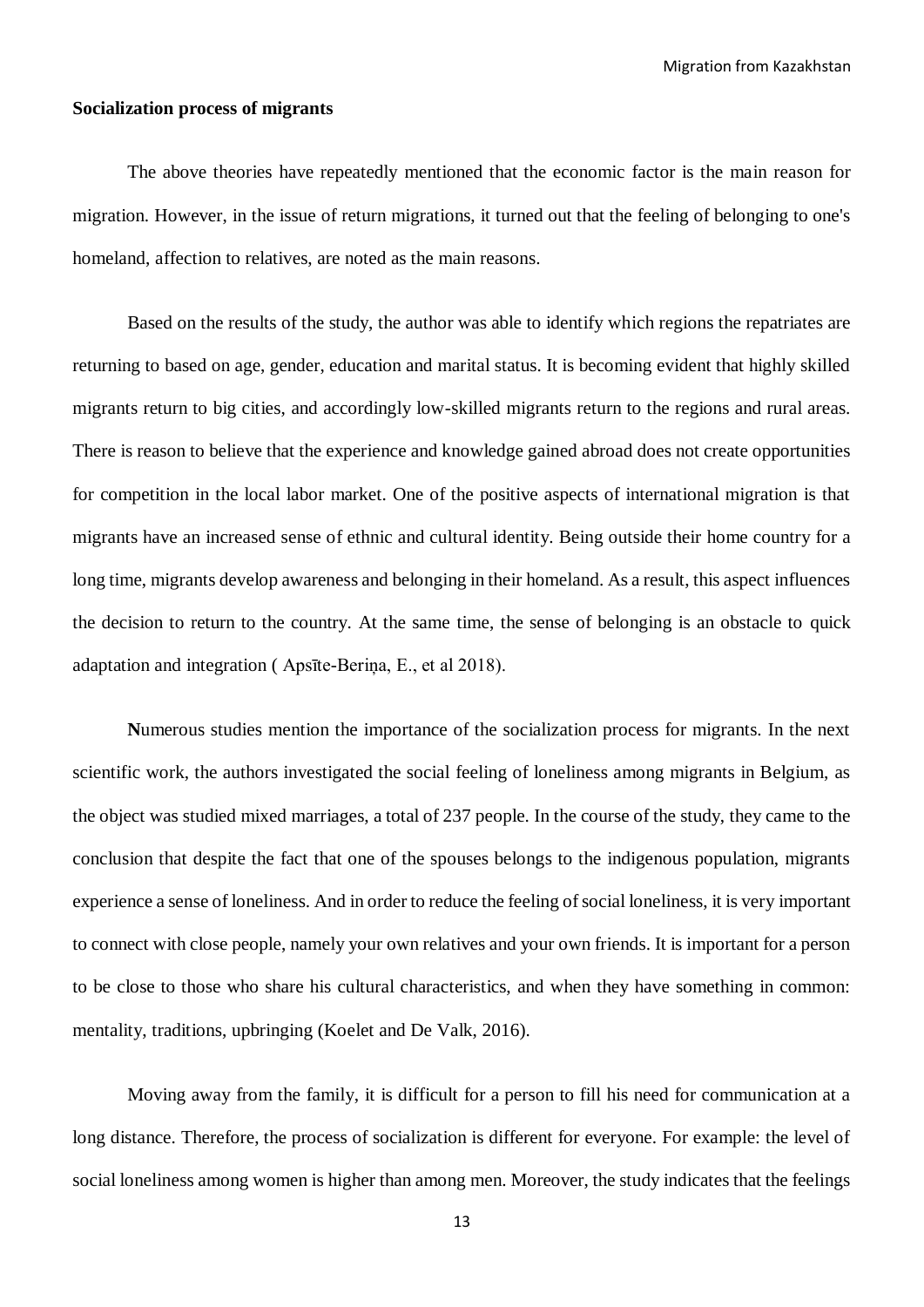**Socialization process of migrants**

The above theories have repeatedly mentioned that the economic factor is the main reason for migration. However, in the issue of return migrations, it turned out that the feeling of belonging to one's homeland, affection to relatives, are noted as the main reasons.

Based on the results of the study, the author was able to identify which regions the repatriates are returning to based on age, gender, education and marital status. It is becoming evident that highly skilled migrants return to big cities, and accordingly low-skilled migrants return to the regions and rural areas. There is reason to believe that the experience and knowledge gained abroad does not create opportunities for competition in the local labor market. One of the positive aspects of international migration is that migrants have an increased sense of ethnic and cultural identity. Being outside their home country for a long time, migrants develop awareness and belonging in their homeland. As a result, this aspect influences the decision to return to the country. At the same time, the sense of belonging is an obstacle to quick adaptation and integration ( Apsīte-Beriņa, E., et al 2018).

**N**umerous studies mention the importance of the socialization process for migrants. In the next scientific work, the authors investigated the social feeling of loneliness among migrants in Belgium, as the object was studied mixed marriages, a total of 237 people. In the course of the study, they came to the conclusion that despite the fact that one of the spouses belongs to the indigenous population, migrants experience a sense of loneliness. And in order to reduce the feeling of social loneliness, it is very important to connect with close people, namely your own relatives and your own friends. It is important for a person to be close to those who share his cultural characteristics, and when they have something in common: mentality, traditions, upbringing (Koelet and De Valk, 2016).

Moving away from the family, it is difficult for a person to fill his need for communication at a long distance. Therefore, the process of socialization is different for everyone. For example: the level of social loneliness among women is higher than among men. Moreover, the study indicates that the feelings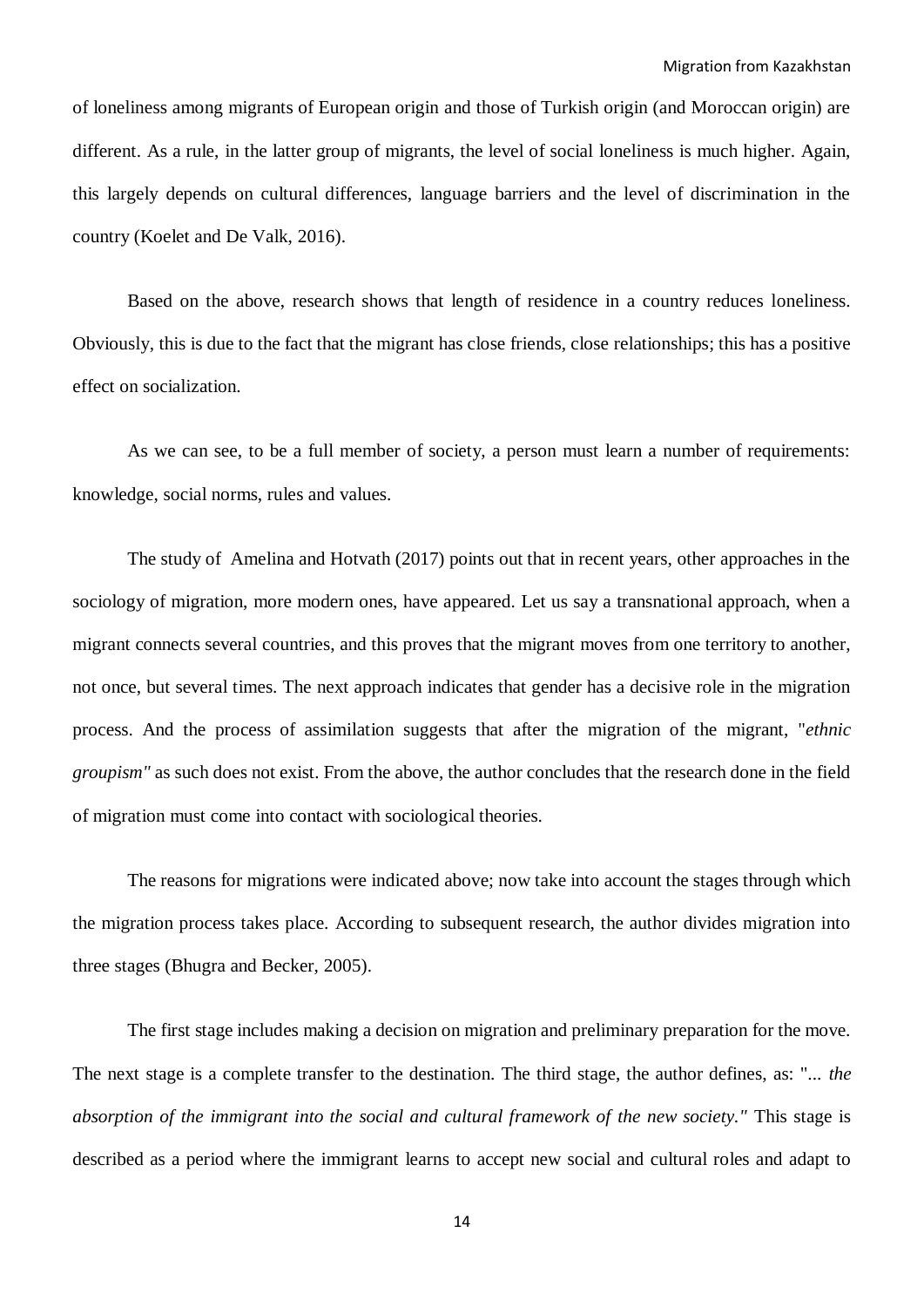of loneliness among migrants of European origin and those of Turkish origin (and Moroccan origin) are different. As a rule, in the latter group of migrants, the level of social loneliness is much higher. Again, this largely depends on cultural differences, language barriers and the level of discrimination in the country (Koelet and De Valk, 2016).

Based on the above, research shows that length of residence in a country reduces loneliness. Obviously, this is due to the fact that the migrant has close friends, close relationships; this has a positive effect on socialization.

As we can see, to be a full member of society, a person must learn a number of requirements: knowledge, social norms, rules and values.

The study of Amelina and Hotvath (2017) points out that in recent years, other approaches in the sociology of migration, more modern ones, have appeared. Let us say a transnational approach, when a migrant connects several countries, and this proves that the migrant moves from one territory to another, not once, but several times. The next approach indicates that gender has a decisive role in the migration process. And the process of assimilation suggests that after the migration of the migrant, "*ethnic groupism"* as such does not exist. From the above, the author concludes that the research done in the field of migration must come into contact with sociological theories.

The reasons for migrations were indicated above; now take into account the stages through which the migration process takes place. According to subsequent research, the author divides migration into three stages (Bhugra and Becker, 2005).

The first stage includes making a decision on migration and preliminary preparation for the move. The next stage is a complete transfer to the destination. The third stage, the author defines, as: "*... the absorption of the immigrant into the social and cultural framework of the new society."* This stage is described as a period where the immigrant learns to accept new social and cultural roles and adapt to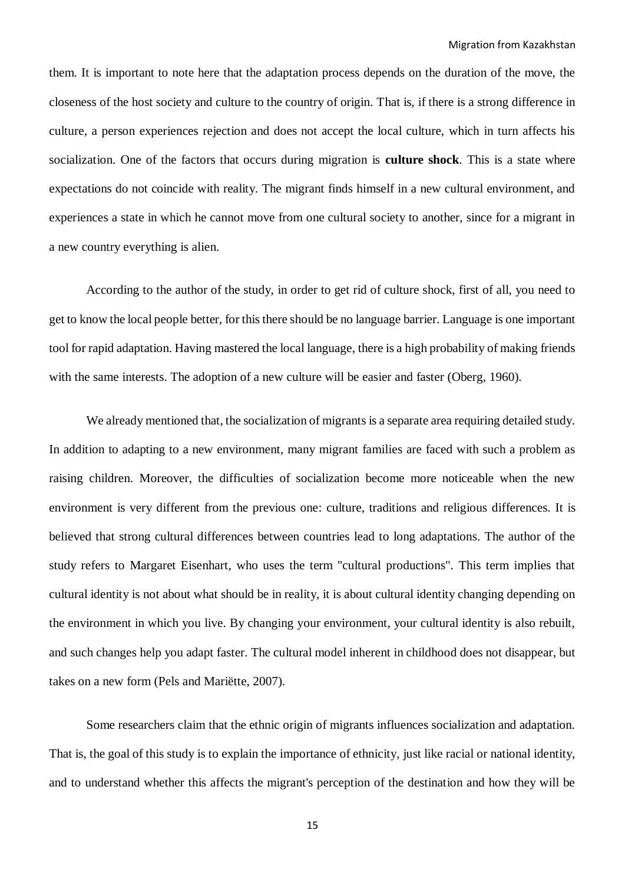them. It is important to note here that the adaptation process depends on the duration of the move, the closeness of the host society and culture to the country of origin. That is, if there is a strong difference in culture, a person experiences rejection and does not accept the local culture, which in turn affects his socialization. One of the factors that occurs during migration is **culture shock**. This is a state where expectations do not coincide with reality. The migrant finds himself in a new cultural environment, and experiences a state in which he cannot move from one cultural society to another, since for a migrant in a new country everything is alien.

According to the author of the study, in order to get rid of culture shock, first of all, you need to get to know the local people better, for this there should be no language barrier. Language is one important tool for rapid adaptation. Having mastered the local language, there is a high probability of making friends with the same interests. The adoption of a new culture will be easier and faster (Oberg, 1960).

We already mentioned that, the socialization of migrants is a separate area requiring detailed study. In addition to adapting to a new environment, many migrant families are faced with such a problem as raising children. Moreover, the difficulties of socialization become more noticeable when the new environment is very different from the previous one: culture, traditions and religious differences. It is believed that strong cultural differences between countries lead to long adaptations. The author of the study refers to Margaret Eisenhart, who uses the term "cultural productions". This term implies that cultural identity is not about what should be in reality, it is about cultural identity changing depending on the environment in which you live. By changing your environment, your cultural identity is also rebuilt, and such changes help you adapt faster. The cultural model inherent in childhood does not disappear, but takes on a new form (Pels and Mariëtte, 2007).

Some researchers claim that the ethnic origin of migrants influences socialization and adaptation. That is, the goal of this study is to explain the importance of ethnicity, just like racial or national identity, and to understand whether this affects the migrant's perception of the destination and how they will be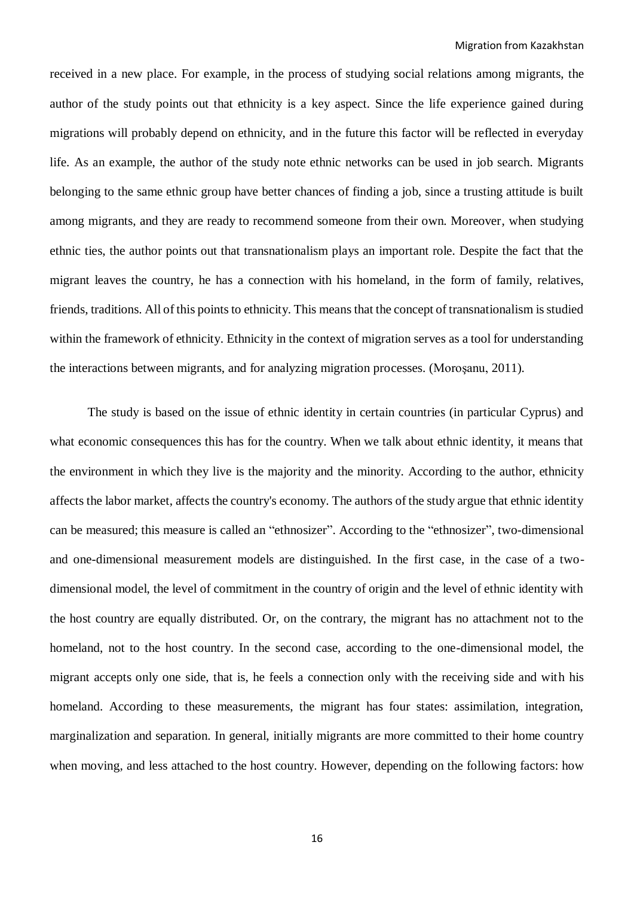received in a new place. For example, in the process of studying social relations among migrants, the author of the study points out that ethnicity is a key aspect. Since the life experience gained during migrations will probably depend on ethnicity, and in the future this factor will be reflected in everyday life. As an example, the author of the study note ethnic networks can be used in job search. Migrants belonging to the same ethnic group have better chances of finding a job, since a trusting attitude is built among migrants, and they are ready to recommend someone from their own. Moreover, when studying ethnic ties, the author points out that transnationalism plays an important role. Despite the fact that the migrant leaves the country, he has a connection with his homeland, in the form of family, relatives, friends, traditions. All of this points to ethnicity. This means that the concept of transnationalism is studied within the framework of ethnicity. Ethnicity in the context of migration serves as a tool for understanding the interactions between migrants, and for analyzing migration processes. (Moroşanu, 2011).

The study is based on the issue of ethnic identity in certain countries (in particular Cyprus) and what economic consequences this has for the country. When we talk about ethnic identity, it means that the environment in which they live is the majority and the minority. According to the author, ethnicity affects the labor market, affects the country's economy. The authors of the study argue that ethnic identity can be measured; this measure is called an "ethnosizer". According to the "ethnosizer", two-dimensional and one-dimensional measurement models are distinguished. In the first case, in the case of a two-dimensional model, the level of commitment in the country of origin and the level of ethnic identity with the host country are equally distributed. Or, on the contrary, the migrant has no attachment not to the homeland, not to the host country. In the second case, according to the one-dimensional model, the migrant accepts only one side, that is, he feels a connection only with the receiving side and with his homeland. According to these measurements, the migrant has four states: assimilation, integration, marginalization and separation. In general, initially migrants are more committed to their home country when moving, and less attached to the host country. However, depending on the following factors: how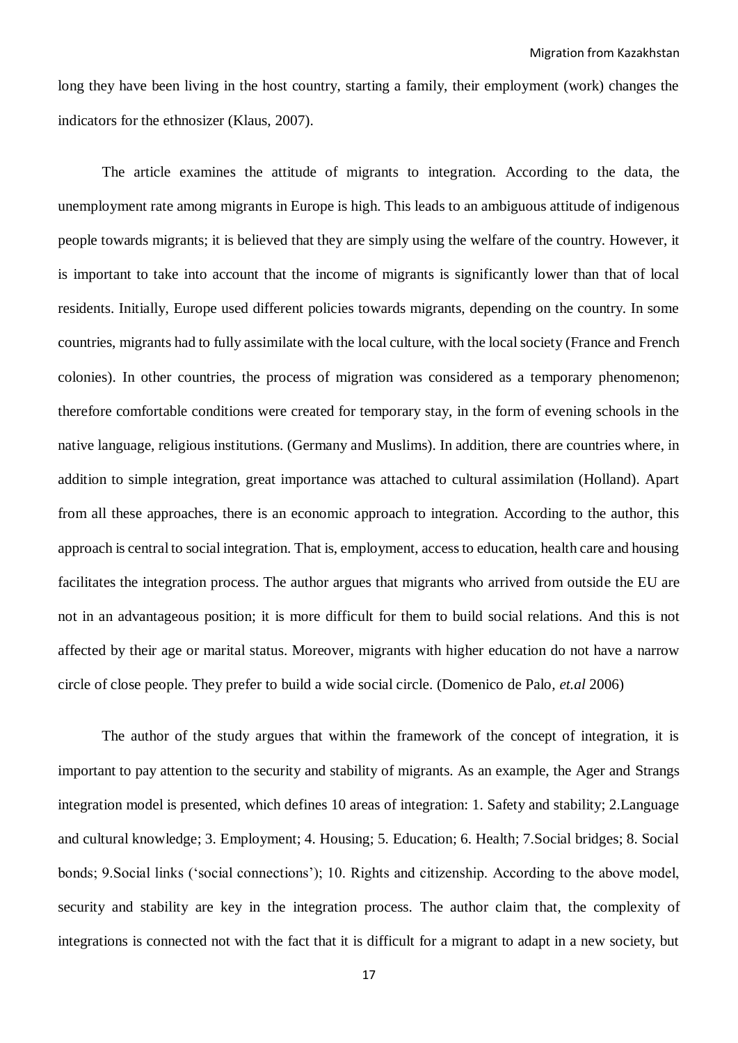long they have been living in the host country, starting a family, their employment (work) changes the indicators for the ethnosizer (Klaus, 2007).

The article examines the attitude of migrants to integration. According to the data, the unemployment rate among migrants in Europe is high. This leads to an ambiguous attitude of indigenous people towards migrants; it is believed that they are simply using the welfare of the country. However, it is important to take into account that the income of migrants is significantly lower than that of local residents. Initially, Europe used different policies towards migrants, depending on the country. In some countries, migrants had to fully assimilate with the local culture, with the local society (France and French colonies). In other countries, the process of migration was considered as a temporary phenomenon; therefore comfortable conditions were created for temporary stay, in the form of evening schools in the native language, religious institutions. (Germany and Muslims). In addition, there are countries where, in addition to simple integration, great importance was attached to cultural assimilation (Holland). Apart from all these approaches, there is an economic approach to integration. According to the author, this approach is central to social integration. That is, employment, access to education, health care and housing facilitates the integration process. The author argues that migrants who arrived from outside the EU are not in an advantageous position; it is more difficult for them to build social relations. And this is not affected by their age or marital status. Moreover, migrants with higher education do not have a narrow circle of close people. They prefer to build a wide social circle. (Domenico de Palo, *et.al* 2006)

The author of the study argues that within the framework of the concept of integration, it is important to pay attention to the security and stability of migrants. As an example, the Ager and Strangs integration model is presented, which defines 10 areas of integration: 1. Safety and stability; 2.Language and cultural knowledge; 3. Employment; 4. Housing; 5. Education; 6. Health; 7.Social bridges; 8. Social bonds; 9.Social links ('social connections'); 10. Rights and citizenship. According to the above model, security and stability are key in the integration process. The author claim that, the complexity of integrations is connected not with the fact that it is difficult for a migrant to adapt in a new society, but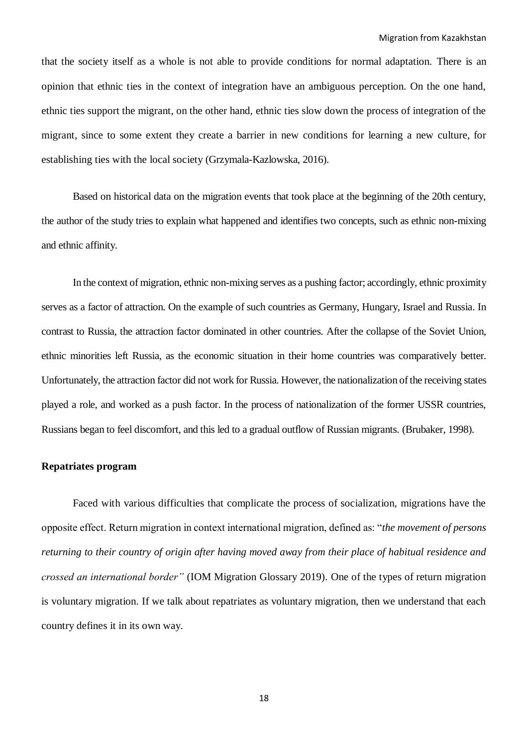that the society itself as a whole is not able to provide conditions for normal adaptation. There is an opinion that ethnic ties in the context of integration have an ambiguous perception. On the one hand, ethnic ties support the migrant, on the other hand, ethnic ties slow down the process of integration of the migrant, since to some extent they create a barrier in new conditions for learning a new culture, for establishing ties with the local society (Grzymala-Kazlowska, 2016).

Based on historical data on the migration events that took place at the beginning of the 20th century, the author of the study tries to explain what happened and identifies two concepts, such as ethnic non-mixing and ethnic affinity.

In the context of migration, ethnic non-mixing serves as a pushing factor; accordingly, ethnic proximity serves as a factor of attraction. On the example of such countries as Germany, Hungary, Israel and Russia. In contrast to Russia, the attraction factor dominated in other countries. After the collapse of the Soviet Union, ethnic minorities left Russia, as the economic situation in their home countries was comparatively better. Unfortunately, the attraction factor did not work for Russia. However, the nationalization of the receiving states played a role, and worked as a push factor. In the process of nationalization of the former USSR countries, Russians began to feel discomfort, and this led to a gradual outflow of Russian migrants. (Brubaker, 1998).

**Repatriates program**

Faced with various difficulties that complicate the process of socialization, migrations have the opposite effect. Return migration in context international migration, defined as: "*the movement of persons returning to their country of origin after having moved away from their place of habitual residence and crossed an international border"* (IOM Migration Glossary 2019). One of the types of return migration is voluntary migration. If we talk about repatriates as voluntary migration, then we understand that each country defines it in its own way.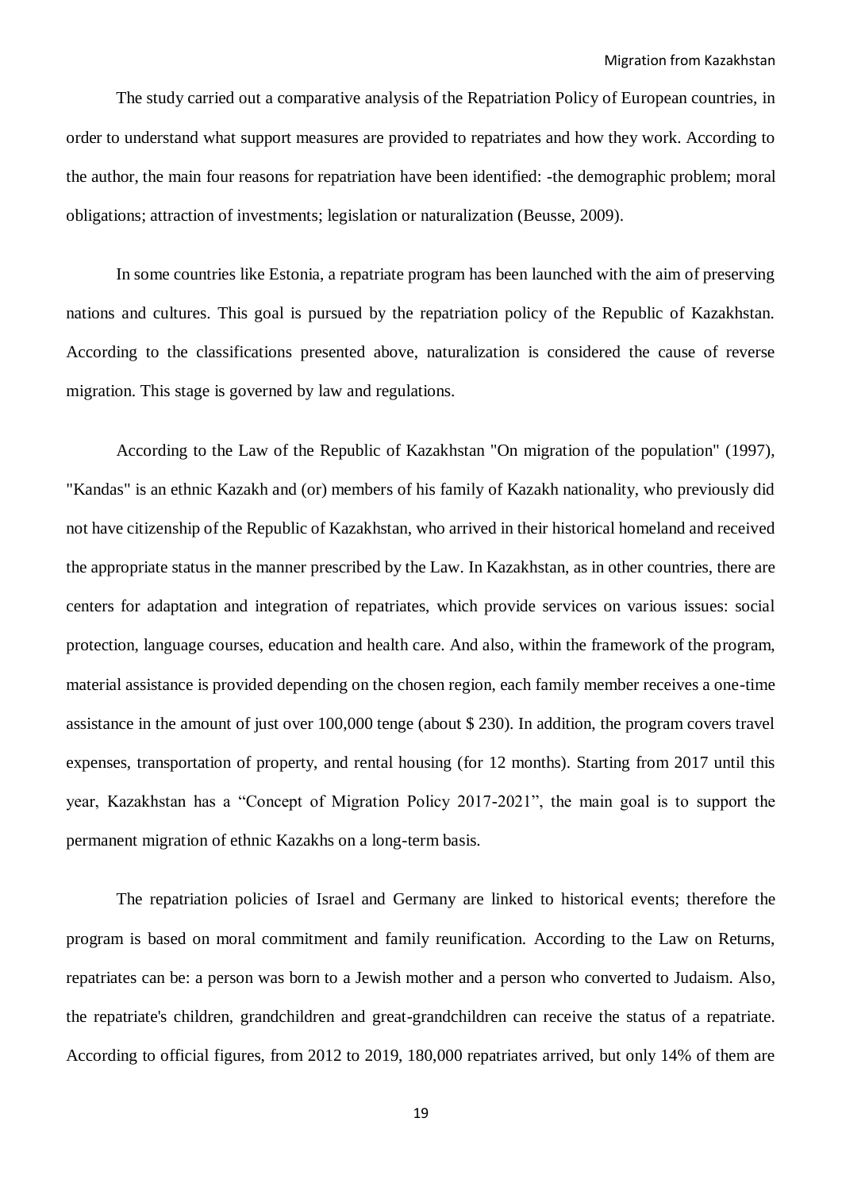The study carried out a comparative analysis of the Repatriation Policy of European countries, in order to understand what support measures are provided to repatriates and how they work. According to the author, the main four reasons for repatriation have been identified: -the demographic problem; moral obligations; attraction of investments; legislation or naturalization (Beusse, 2009).

In some countries like Estonia, a repatriate program has been launched with the aim of preserving nations and cultures. This goal is pursued by the repatriation policy of the Republic of Kazakhstan. According to the classifications presented above, naturalization is considered the cause of reverse migration. This stage is governed by law and regulations.

According to the Law of the Republic of Kazakhstan "On migration of the population" (1997), "Kandas" is an ethnic Kazakh and (or) members of his family of Kazakh nationality, who previously did not have citizenship of the Republic of Kazakhstan, who arrived in their historical homeland and received the appropriate status in the manner prescribed by the Law. In Kazakhstan, as in other countries, there are centers for adaptation and integration of repatriates, which provide services on various issues: social protection, language courses, education and health care. And also, within the framework of the program, material assistance is provided depending on the chosen region, each family member receives a one-time assistance in the amount of just over 100,000 tenge (about $ 230). In addition, the program covers travel expenses, transportation of property, and rental housing (for 12 months). Starting from 2017 until this year, Kazakhstan has a “Concept of Migration Policy 2017-2021”, the main goal is to support the permanent migration of ethnic Kazakhs on a long-term basis.

The repatriation policies of Israel and Germany are linked to historical events; therefore the program is based on moral commitment and family reunification. According to the Law on Returns, repatriates can be: a person was born to a Jewish mother and a person who converted to Judaism. Also, the repatriate's children, grandchildren and great-grandchildren can receive the status of a repatriate. According to official figures, from 2012 to 2019, 180,000 repatriates arrived, but only 14% of them are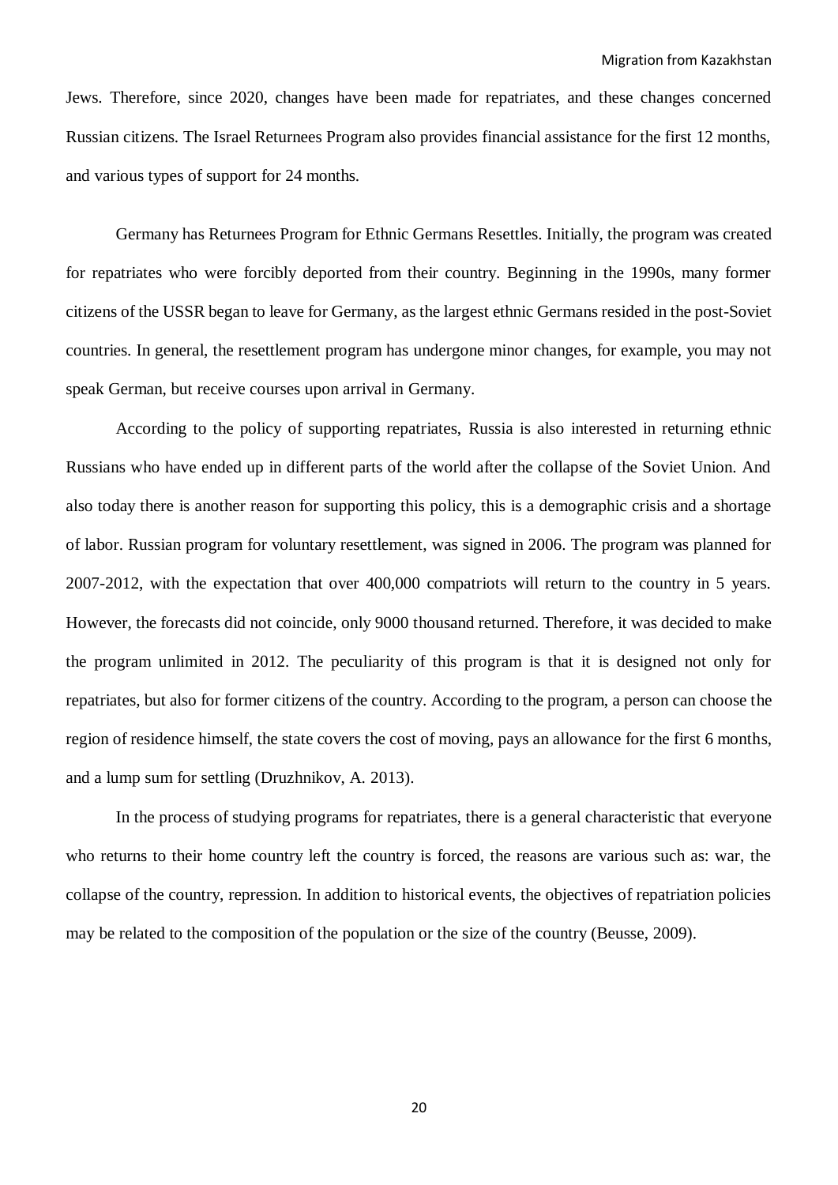Jews. Therefore, since 2020, changes have been made for repatriates, and these changes concerned Russian citizens. The Israel Returnees Program also provides financial assistance for the first 12 months, and various types of support for 24 months.

Germany has Returnees Program for Ethnic Germans Resettles. Initially, the program was created for repatriates who were forcibly deported from their country. Beginning in the 1990s, many former citizens of the USSR began to leave for Germany, as the largest ethnic Germans resided in the post-Soviet countries. In general, the resettlement program has undergone minor changes, for example, you may not speak German, but receive courses upon arrival in Germany.

According to the policy of supporting repatriates, Russia is also interested in returning ethnic Russians who have ended up in different parts of the world after the collapse of the Soviet Union. And also today there is another reason for supporting this policy, this is a demographic crisis and a shortage of labor. Russian program for voluntary resettlement, was signed in 2006. The program was planned for 2007-2012, with the expectation that over 400,000 compatriots will return to the country in 5 years. However, the forecasts did not coincide, only 9000 thousand returned. Therefore, it was decided to make the program unlimited in 2012. The peculiarity of this program is that it is designed not only for repatriates, but also for former citizens of the country. According to the program, a person can choose the region of residence himself, the state covers the cost of moving, pays an allowance for the first 6 months, and a lump sum for settling (Druzhnikov, A. 2013).

In the process of studying programs for repatriates, there is a general characteristic that everyone who returns to their home country left the country is forced, the reasons are various such as: war, the collapse of the country, repression. In addition to historical events, the objectives of repatriation policies may be related to the composition of the population or the size of the country (Beusse, 2009).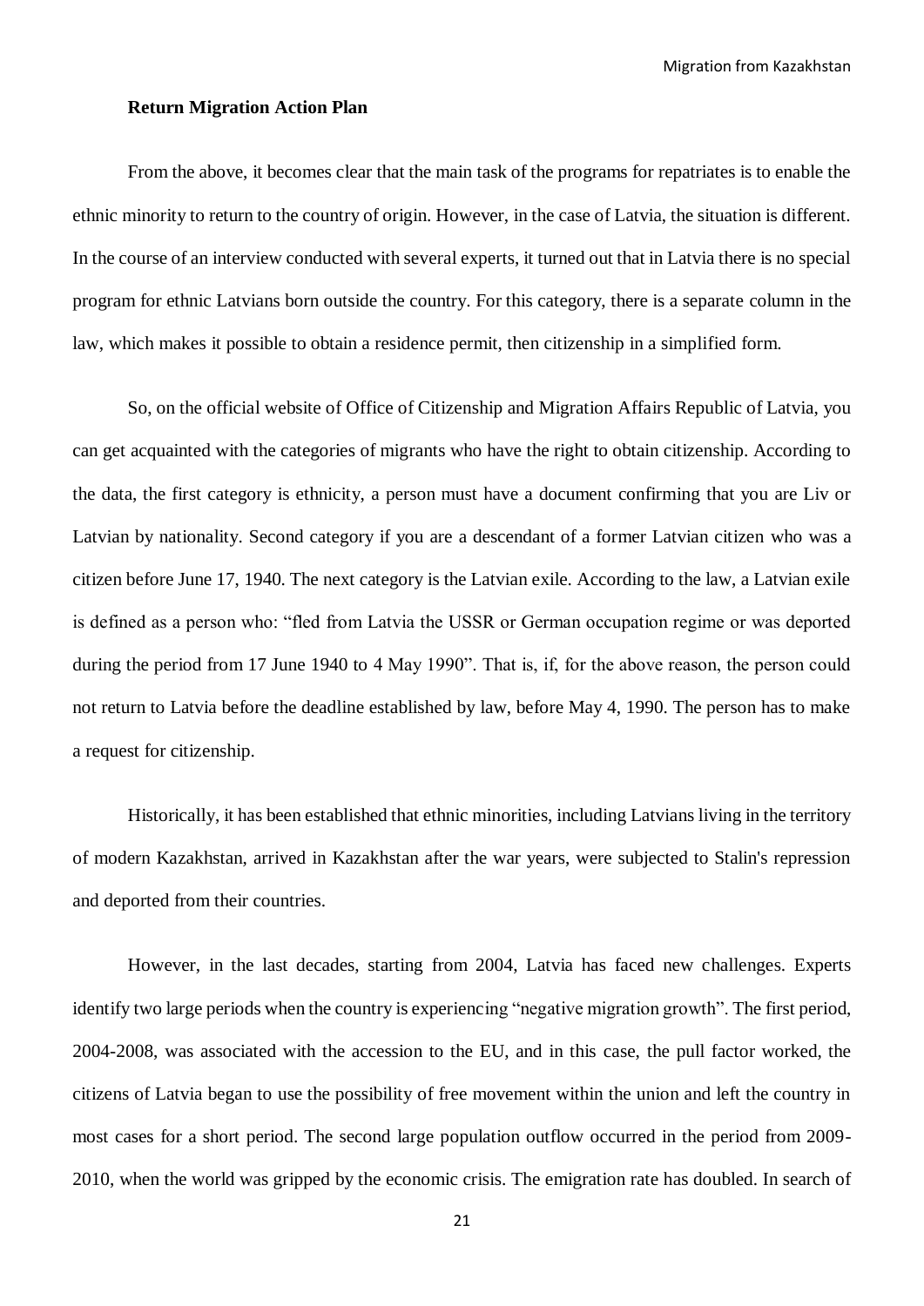**Return Migration Action Plan**

From the above, it becomes clear that the main task of the programs for repatriates is to enable the ethnic minority to return to the country of origin. However, in the case of Latvia, the situation is different. In the course of an interview conducted with several experts, it turned out that in Latvia there is no special program for ethnic Latvians born outside the country. For this category, there is a separate column in the law, which makes it possible to obtain a residence permit, then citizenship in a simplified form.

So, on the official website of Office of Citizenship and Migration Affairs Republic of Latvia, you can get acquainted with the categories of migrants who have the right to obtain citizenship. According to the data, the first category is ethnicity, a person must have a document confirming that you are Liv or Latvian by nationality. Second category if you are a descendant of a former Latvian citizen who was a citizen before June 17, 1940. The next category is the Latvian exile. According to the law, a Latvian exile is defined as a person who: "fled from Latvia the USSR or German occupation regime or was deported during the period from 17 June 1940 to 4 May 1990". That is, if, for the above reason, the person could not return to Latvia before the deadline established by law, before May 4, 1990. The person has to make a request for citizenship.

Historically, it has been established that ethnic minorities, including Latvians living in the territory of modern Kazakhstan, arrived in Kazakhstan after the war years, were subjected to Stalin's repression and deported from their countries.

However, in the last decades, starting from 2004, Latvia has faced new challenges. Experts identify two large periods when the country is experiencing "negative migration growth". The first period, 2004-2008, was associated with the accession to the EU, and in this case, the pull factor worked, the citizens of Latvia began to use the possibility of free movement within the union and left the country in most cases for a short period. The second large population outflow occurred in the period from 2009-2010, when the world was gripped by the economic crisis. The emigration rate has doubled. In search of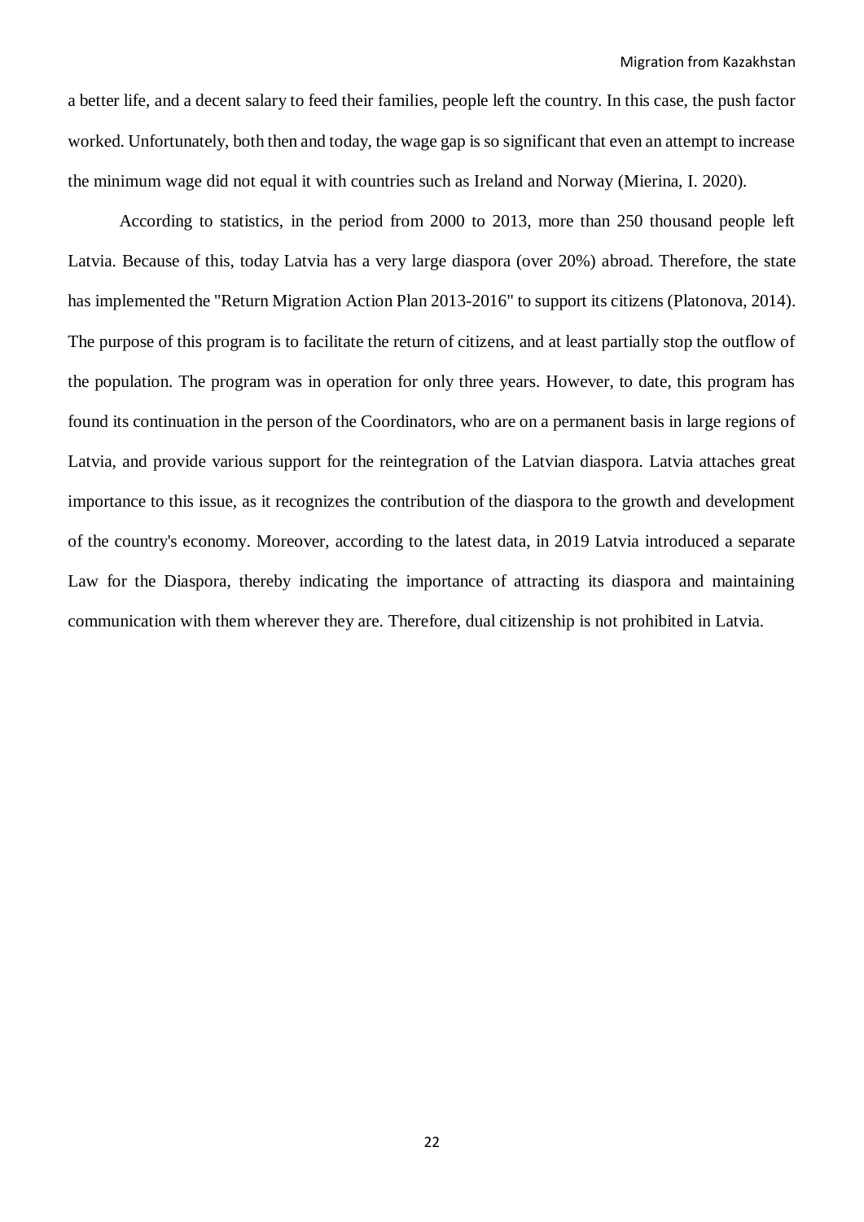a better life, and a decent salary to feed their families, people left the country. In this case, the push factor worked. Unfortunately, both then and today, the wage gap is so significant that even an attempt to increase the minimum wage did not equal it with countries such as Ireland and Norway (Mierina, I. 2020).

According to statistics, in the period from 2000 to 2013, more than 250 thousand people left Latvia. Because of this, today Latvia has a very large diaspora (over 20%) abroad. Therefore, the state has implemented the "Return Migration Action Plan 2013-2016" to support its citizens (Platonova, 2014). The purpose of this program is to facilitate the return of citizens, and at least partially stop the outflow of the population. The program was in operation for only three years. However, to date, this program has found its continuation in the person of the Coordinators, who are on a permanent basis in large regions of Latvia, and provide various support for the reintegration of the Latvian diaspora. Latvia attaches great importance to this issue, as it recognizes the contribution of the diaspora to the growth and development of the country's economy. Moreover, according to the latest data, in 2019 Latvia introduced a separate Law for the Diaspora, thereby indicating the importance of attracting its diaspora and maintaining communication with them wherever they are. Therefore, dual citizenship is not prohibited in Latvia.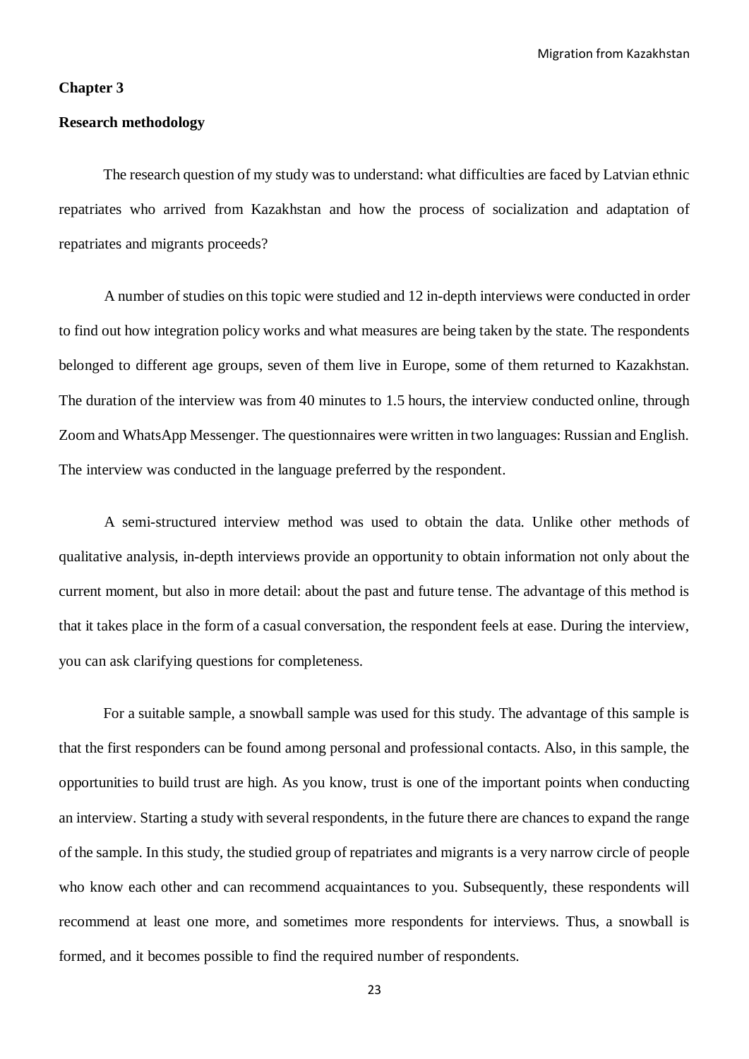**Chapter 3**

**Research methodology**

The research question of my study was to understand: what difficulties are faced by Latvian ethnic repatriates who arrived from Kazakhstan and how the process of socialization and adaptation of repatriates and migrants proceeds?

A number of studies on this topic were studied and 12 in-depth interviews were conducted in order to find out how integration policy works and what measures are being taken by the state. The respondents belonged to different age groups, seven of them live in Europe, some of them returned to Kazakhstan. The duration of the interview was from 40 minutes to 1.5 hours, the interview conducted online, through Zoom and WhatsApp Messenger. The questionnaires were written in two languages: Russian and English. The interview was conducted in the language preferred by the respondent.

A semi-structured interview method was used to obtain the data. Unlike other methods of qualitative analysis, in-depth interviews provide an opportunity to obtain information not only about the current moment, but also in more detail: about the past and future tense. The advantage of this method is that it takes place in the form of a casual conversation, the respondent feels at ease. During the interview, you can ask clarifying questions for completeness.

For a suitable sample, a snowball sample was used for this study. The advantage of this sample is that the first responders can be found among personal and professional contacts. Also, in this sample, the opportunities to build trust are high. As you know, trust is one of the important points when conducting an interview. Starting a study with several respondents, in the future there are chances to expand the range of the sample. In this study, the studied group of repatriates and migrants is a very narrow circle of people who know each other and can recommend acquaintances to you. Subsequently, these respondents will recommend at least one more, and sometimes more respondents for interviews. Thus, a snowball is formed, and it becomes possible to find the required number of respondents.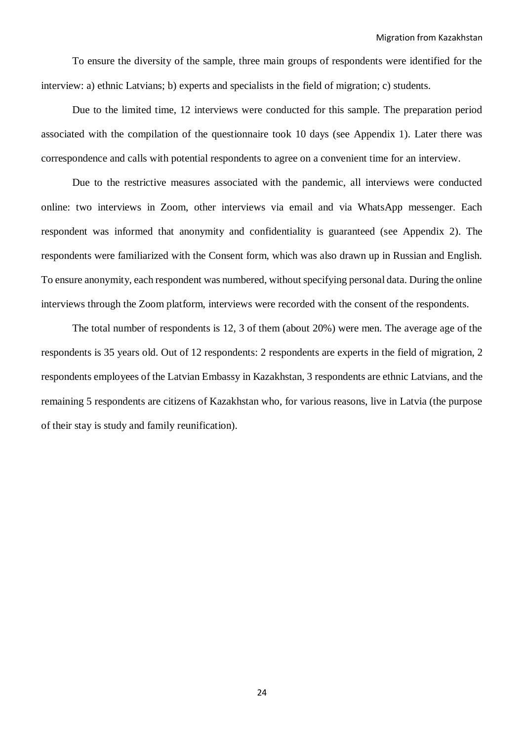To ensure the diversity of the sample, three main groups of respondents were identified for the interview: a) ethnic Latvians; b) experts and specialists in the field of migration; c) students.

Due to the limited time, 12 interviews were conducted for this sample. The preparation period associated with the compilation of the questionnaire took 10 days (see Appendix 1). Later there was correspondence and calls with potential respondents to agree on a convenient time for an interview.

Due to the restrictive measures associated with the pandemic, all interviews were conducted online: two interviews in Zoom, other interviews via email and via WhatsApp messenger. Each respondent was informed that anonymity and confidentiality is guaranteed (see Appendix 2). The respondents were familiarized with the Consent form, which was also drawn up in Russian and English. To ensure anonymity, each respondent was numbered, without specifying personal data. During the online interviews through the Zoom platform, interviews were recorded with the consent of the respondents.

The total number of respondents is 12, 3 of them (about 20%) were men. The average age of the respondents is 35 years old. Out of 12 respondents: 2 respondents are experts in the field of migration, 2 respondents employees of the Latvian Embassy in Kazakhstan, 3 respondents are ethnic Latvians, and the remaining 5 respondents are citizens of Kazakhstan who, for various reasons, live in Latvia (the purpose of their stay is study and family reunification).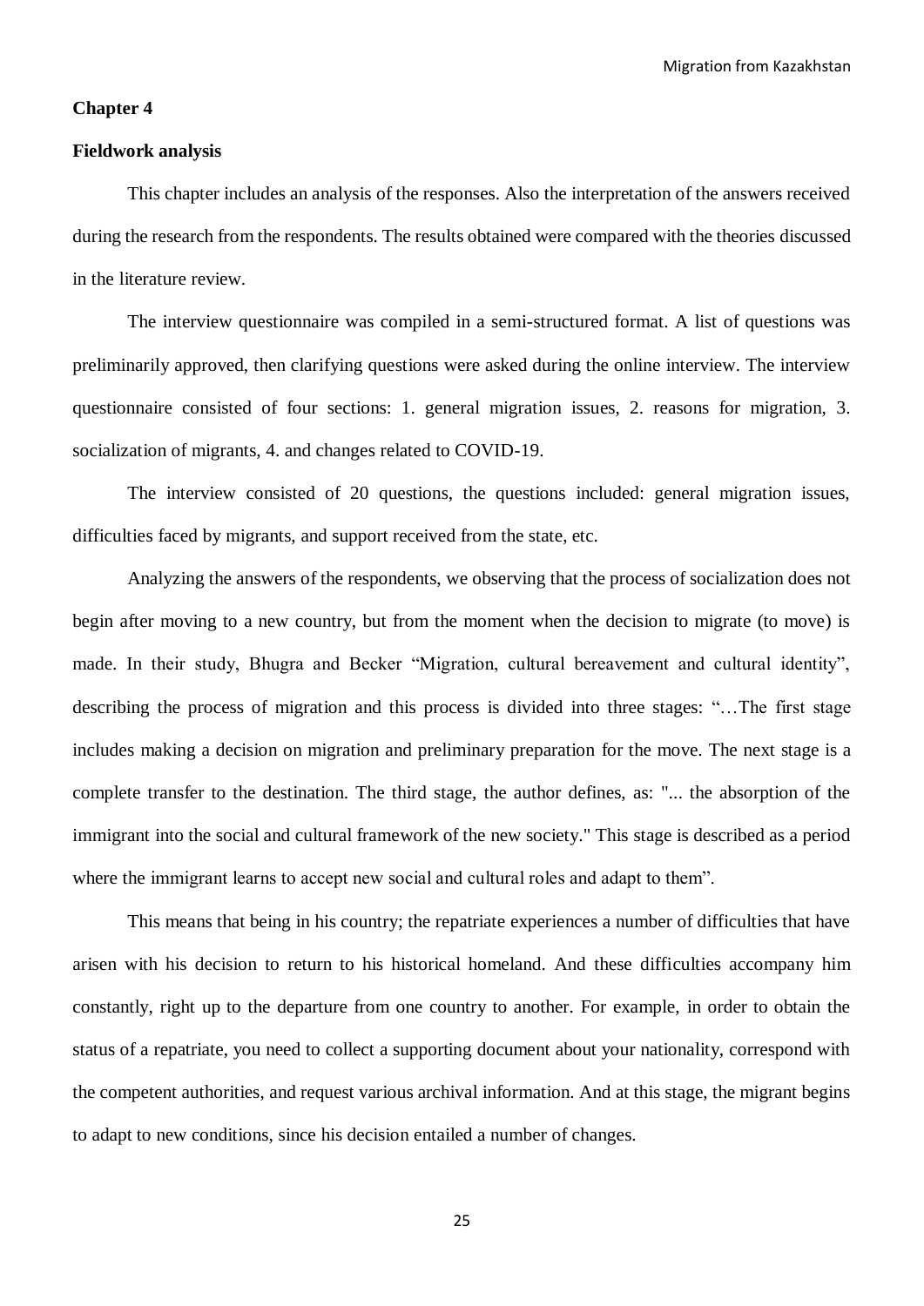## Chapter 4

### Fieldwork analysis

This chapter includes an analysis of the responses. Also the interpretation of the answers received during the research from the respondents. The results obtained were compared with the theories discussed in the literature review.

The interview questionnaire was compiled in a semi-structured format. A list of questions was preliminarily approved, then clarifying questions were asked during the online interview. The interview questionnaire consisted of four sections: 1. general migration issues, 2. reasons for migration, 3. socialization of migrants, 4. and changes related to COVID-19.

The interview consisted of 20 questions, the questions included: general migration issues, difficulties faced by migrants, and support received from the state, etc.

Analyzing the answers of the respondents, we observing that the process of socialization does not begin after moving to a new country, but from the moment when the decision to migrate (to move) is made. In their study, Bhugra and Becker "Migration, cultural bereavement and cultural identity", describing the process of migration and this process is divided into three stages: "…The first stage includes making a decision on migration and preliminary preparation for the move. The next stage is a complete transfer to the destination. The third stage, the author defines, as: "... the absorption of the immigrant into the social and cultural framework of the new society." This stage is described as a period where the immigrant learns to accept new social and cultural roles and adapt to them".

This means that being in his country; the repatriate experiences a number of difficulties that have arisen with his decision to return to his historical homeland. And these difficulties accompany him constantly, right up to the departure from one country to another. For example, in order to obtain the status of a repatriate, you need to collect a supporting document about your nationality, correspond with the competent authorities, and request various archival information. And at this stage, the migrant begins to adapt to new conditions, since his decision entailed a number of changes.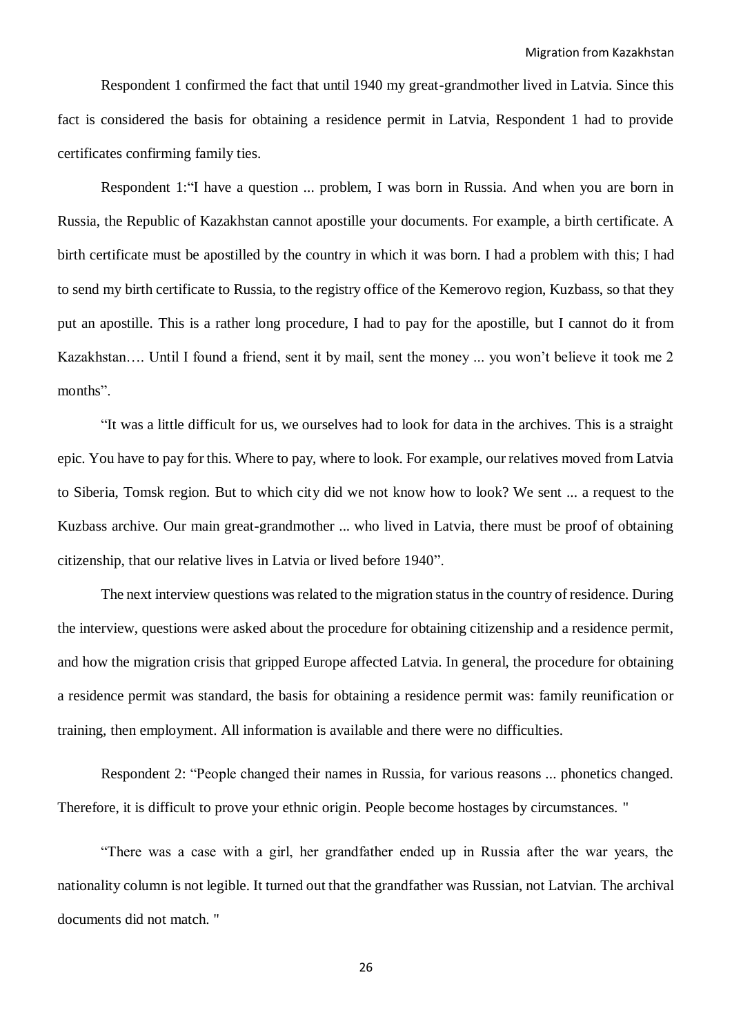Respondent 1 confirmed the fact that until 1940 my great-grandmother lived in Latvia. Since this fact is considered the basis for obtaining a residence permit in Latvia, Respondent 1 had to provide certificates confirming family ties.

Respondent 1:"I have a question ... problem, I was born in Russia. And when you are born in Russia, the Republic of Kazakhstan cannot apostille your documents. For example, a birth certificate. A birth certificate must be apostilled by the country in which it was born. I had a problem with this; I had to send my birth certificate to Russia, to the registry office of the Kemerovo region, Kuzbass, so that they put an apostille. This is a rather long procedure, I had to pay for the apostille, but I cannot do it from Kazakhstan…. Until I found a friend, sent it by mail, sent the money ... you won't believe it took me 2 months".

"It was a little difficult for us, we ourselves had to look for data in the archives. This is a straight epic. You have to pay for this. Where to pay, where to look. For example, our relatives moved from Latvia to Siberia, Tomsk region. But to which city did we not know how to look? We sent ... a request to the Kuzbass archive. Our main great-grandmother ... who lived in Latvia, there must be proof of obtaining citizenship, that our relative lives in Latvia or lived before 1940".

The next interview questions was related to the migration status in the country of residence. During the interview, questions were asked about the procedure for obtaining citizenship and a residence permit, and how the migration crisis that gripped Europe affected Latvia. In general, the procedure for obtaining a residence permit was standard, the basis for obtaining a residence permit was: family reunification or training, then employment. All information is available and there were no difficulties.

Respondent 2: "People changed their names in Russia, for various reasons ... phonetics changed. Therefore, it is difficult to prove your ethnic origin. People become hostages by circumstances. "

"There was a case with a girl, her grandfather ended up in Russia after the war years, the nationality column is not legible. It turned out that the grandfather was Russian, not Latvian. The archival documents did not match. "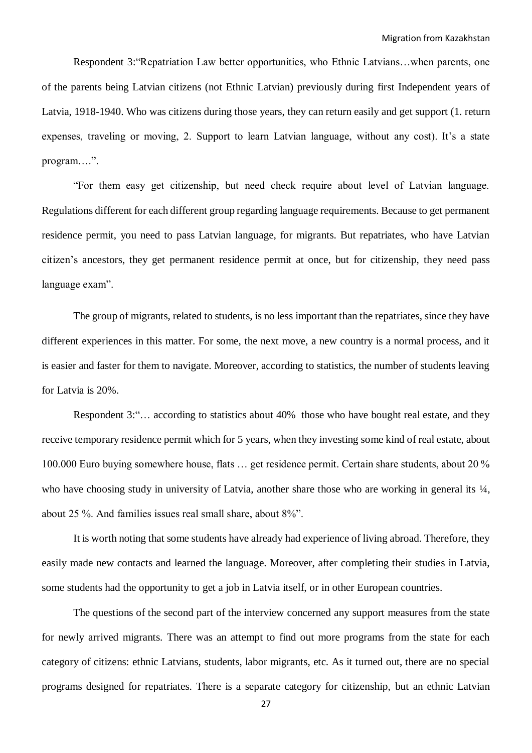Respondent 3:"Repatriation Law better opportunities, who Ethnic Latvians…when parents, one of the parents being Latvian citizens (not Ethnic Latvian) previously during first Independent years of Latvia, 1918-1940. Who was citizens during those years, they can return easily and get support (1. return expenses, traveling or moving, 2. Support to learn Latvian language, without any cost). It's a state program….".

"For them easy get citizenship, but need check require about level of Latvian language. Regulations different for each different group regarding language requirements. Because to get permanent residence permit, you need to pass Latvian language, for migrants. But repatriates, who have Latvian citizen's ancestors, they get permanent residence permit at once, but for citizenship, they need pass language exam".

The group of migrants, related to students, is no less important than the repatriates, since they have different experiences in this matter. For some, the next move, a new country is a normal process, and it is easier and faster for them to navigate. Moreover, according to statistics, the number of students leaving for Latvia is 20%.

Respondent 3:"… according to statistics about 40% those who have bought real estate, and they receive temporary residence permit which for 5 years, when they investing some kind of real estate, about 100.000 Euro buying somewhere house, flats … get residence permit. Certain share students, about 20 % who have choosing study in university of Latvia, another share those who are working in general its ¼, about 25 %. And families issues real small share, about 8%".

It is worth noting that some students have already had experience of living abroad. Therefore, they easily made new contacts and learned the language. Moreover, after completing their studies in Latvia, some students had the opportunity to get a job in Latvia itself, or in other European countries.

The questions of the second part of the interview concerned any support measures from the state for newly arrived migrants. There was an attempt to find out more programs from the state for each category of citizens: ethnic Latvians, students, labor migrants, etc. As it turned out, there are no special programs designed for repatriates. There is a separate category for citizenship, but an ethnic Latvian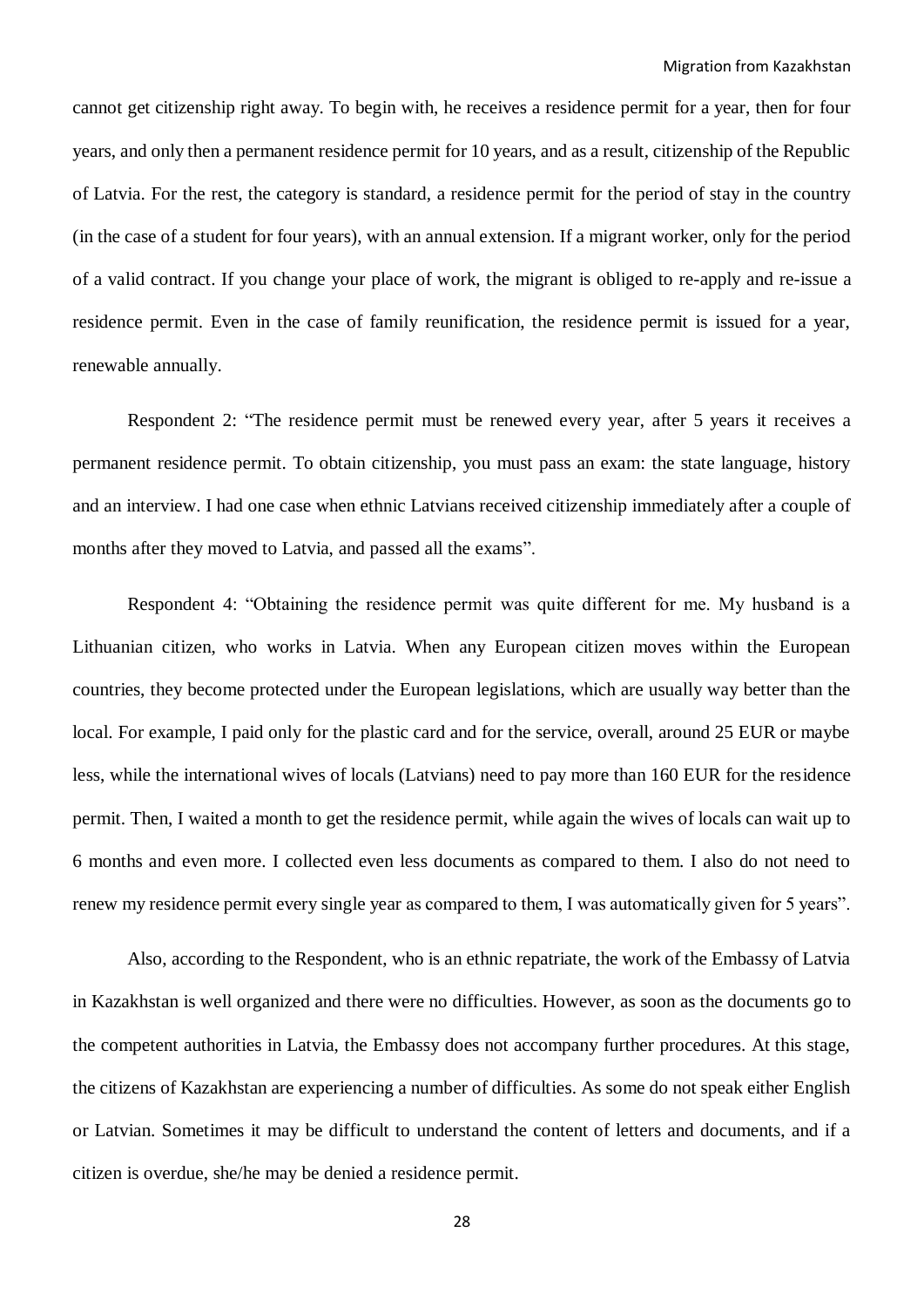cannot get citizenship right away. To begin with, he receives a residence permit for a year, then for four years, and only then a permanent residence permit for 10 years, and as a result, citizenship of the Republic of Latvia. For the rest, the category is standard, a residence permit for the period of stay in the country (in the case of a student for four years), with an annual extension. If a migrant worker, only for the period of a valid contract. If you change your place of work, the migrant is obliged to re-apply and re-issue a residence permit. Even in the case of family reunification, the residence permit is issued for a year, renewable annually.

Respondent 2: "The residence permit must be renewed every year, after 5 years it receives a permanent residence permit. To obtain citizenship, you must pass an exam: the state language, history and an interview. I had one case when ethnic Latvians received citizenship immediately after a couple of months after they moved to Latvia, and passed all the exams".

Respondent 4: "Obtaining the residence permit was quite different for me. My husband is a Lithuanian citizen, who works in Latvia. When any European citizen moves within the European countries, they become protected under the European legislations, which are usually way better than the local. For example, I paid only for the plastic card and for the service, overall, around 25 EUR or maybe less, while the international wives of locals (Latvians) need to pay more than 160 EUR for the residence permit. Then, I waited a month to get the residence permit, while again the wives of locals can wait up to 6 months and even more. I collected even less documents as compared to them. I also do not need to renew my residence permit every single year as compared to them, I was automatically given for 5 years".

Also, according to the Respondent, who is an ethnic repatriate, the work of the Embassy of Latvia in Kazakhstan is well organized and there were no difficulties. However, as soon as the documents go to the competent authorities in Latvia, the Embassy does not accompany further procedures. At this stage, the citizens of Kazakhstan are experiencing a number of difficulties. As some do not speak either English or Latvian. Sometimes it may be difficult to understand the content of letters and documents, and if a citizen is overdue, she/he may be denied a residence permit.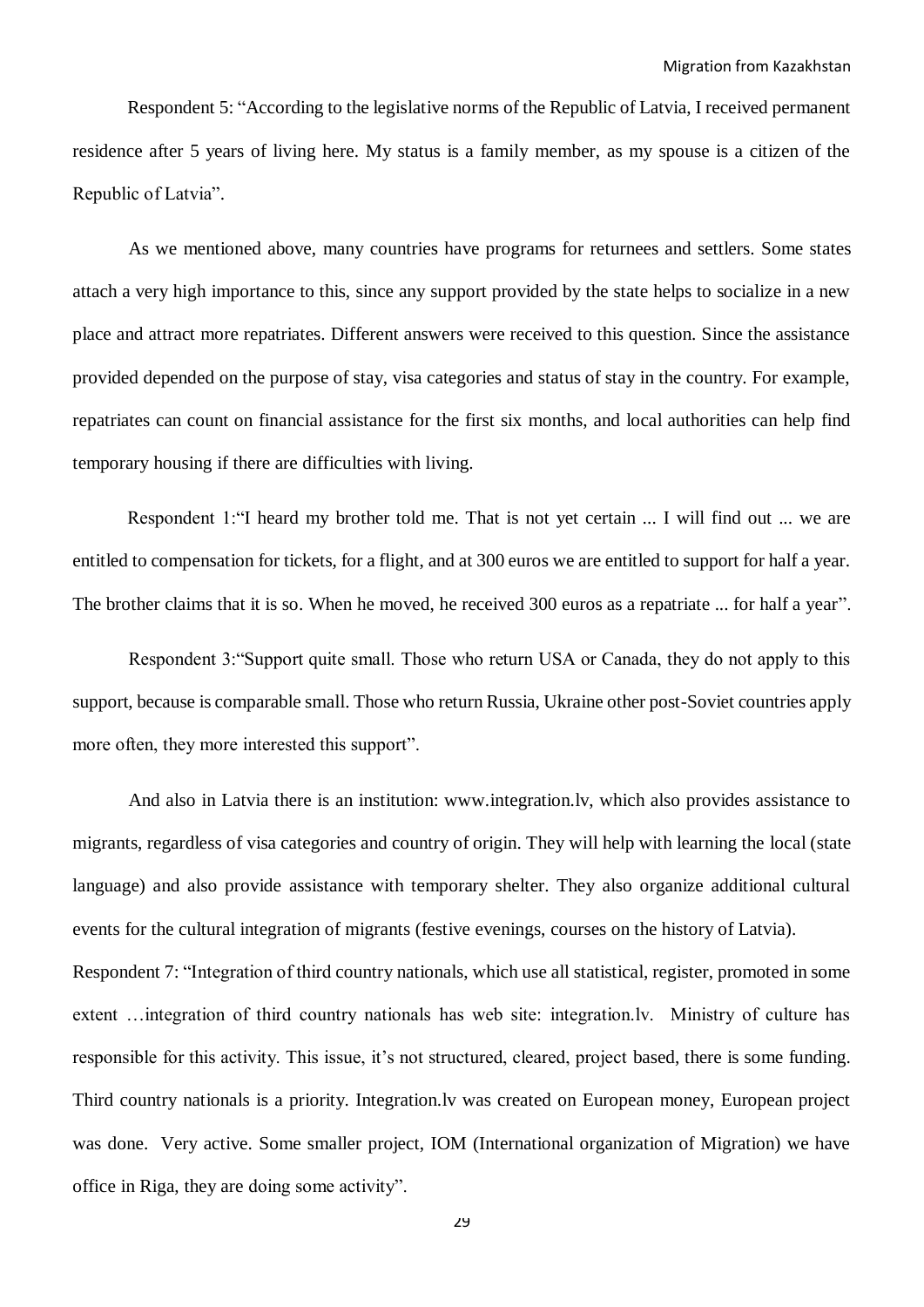Respondent 5: “According to the legislative norms of the Republic of Latvia, I received permanent residence after 5 years of living here. My status is a family member, as my spouse is a citizen of the Republic of Latvia”.

As we mentioned above, many countries have programs for returnees and settlers. Some states attach a very high importance to this, since any support provided by the state helps to socialize in a new place and attract more repatriates. Different answers were received to this question. Since the assistance provided depended on the purpose of stay, visa categories and status of stay in the country. For example, repatriates can count on financial assistance for the first six months, and local authorities can help find temporary housing if there are difficulties with living.

Respondent 1:“I heard my brother told me. That is not yet certain ... I will find out ... we are entitled to compensation for tickets, for a flight, and at 300 euros we are entitled to support for half a year. The brother claims that it is so. When he moved, he received 300 euros as a repatriate ... for half a year”.

Respondent 3:“Support quite small. Those who return USA or Canada, they do not apply to this support, because is comparable small. Those who return Russia, Ukraine other post-Soviet countries apply more often, they more interested this support”.

And also in Latvia there is an institution: www.integration.lv, which also provides assistance to migrants, regardless of visa categories and country of origin. They will help with learning the local (state language) and also provide assistance with temporary shelter. They also organize additional cultural events for the cultural integration of migrants (festive evenings, courses on the history of Latvia).

Respondent 7: “Integration of third country nationals, which use all statistical, register, promoted in some extent …integration of third country nationals has web site: integration.lv. Ministry of culture has responsible for this activity. This issue, it’s not structured, cleared, project based, there is some funding. Third country nationals is a priority. Integration.lv was created on European money, European project was done. Very active. Some smaller project, IOM (International organization of Migration) we have office in Riga, they are doing some activity”.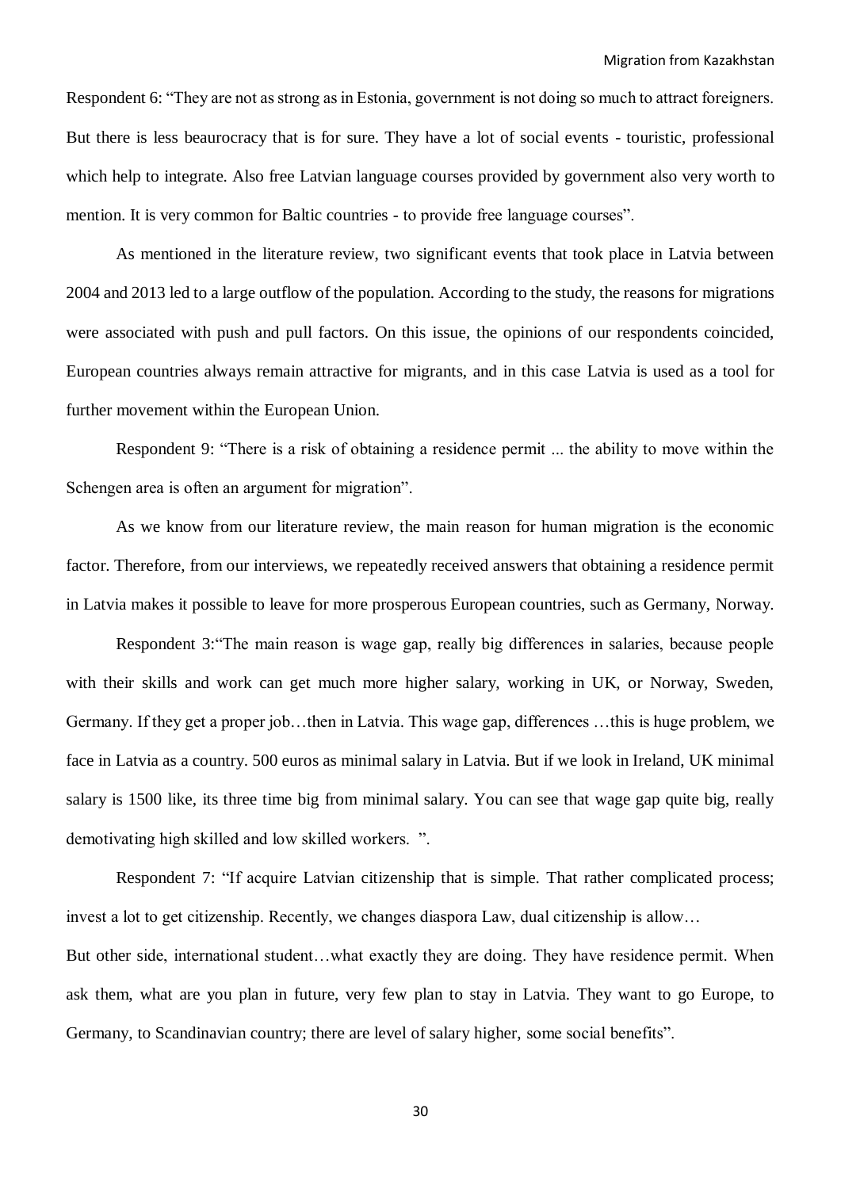Respondent 6: “They are not as strong as in Estonia, government is not doing so much to attract foreigners. But there is less beaurocracy that is for sure. They have a lot of social events - touristic, professional which help to integrate. Also free Latvian language courses provided by government also very worth to mention. It is very common for Baltic countries - to provide free language courses”.

As mentioned in the literature review, two significant events that took place in Latvia between 2004 and 2013 led to a large outflow of the population. According to the study, the reasons for migrations were associated with push and pull factors. On this issue, the opinions of our respondents coincided, European countries always remain attractive for migrants, and in this case Latvia is used as a tool for further movement within the European Union.

Respondent 9: “There is a risk of obtaining a residence permit ... the ability to move within the Schengen area is often an argument for migration”.

As we know from our literature review, the main reason for human migration is the economic factor. Therefore, from our interviews, we repeatedly received answers that obtaining a residence permit in Latvia makes it possible to leave for more prosperous European countries, such as Germany, Norway.

Respondent 3:“The main reason is wage gap, really big differences in salaries, because people with their skills and work can get much more higher salary, working in UK, or Norway, Sweden, Germany. If they get a proper job…then in Latvia. This wage gap, differences …this is huge problem, we face in Latvia as a country. 500 euros as minimal salary in Latvia. But if we look in Ireland, UK minimal salary is 1500 like, its three time big from minimal salary. You can see that wage gap quite big, really demotivating high skilled and low skilled workers. ”.

Respondent 7: “If acquire Latvian citizenship that is simple. That rather complicated process; invest a lot to get citizenship. Recently, we changes diaspora Law, dual citizenship is allow…
But other side, international student…what exactly they are doing. They have residence permit. When ask them, what are you plan in future, very few plan to stay in Latvia. They want to go Europe, to Germany, to Scandinavian country; there are level of salary higher, some social benefits”.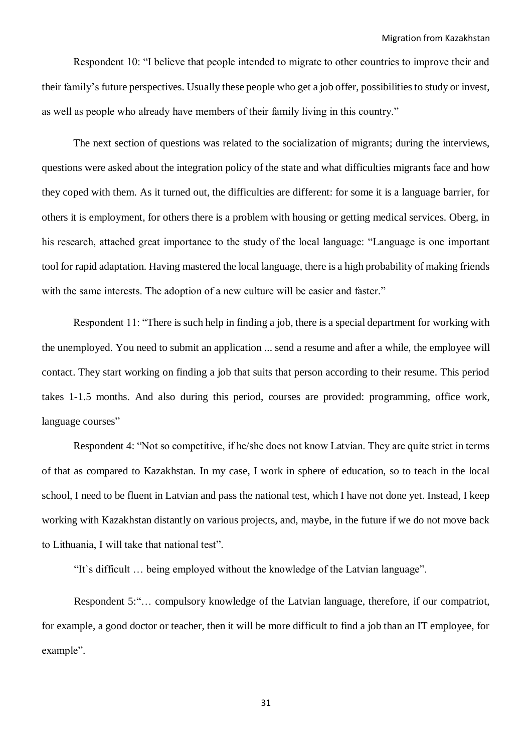Respondent 10: "I believe that people intended to migrate to other countries to improve their and their family's future perspectives. Usually these people who get a job offer, possibilities to study or invest, as well as people who already have members of their family living in this country."

The next section of questions was related to the socialization of migrants; during the interviews, questions were asked about the integration policy of the state and what difficulties migrants face and how they coped with them. As it turned out, the difficulties are different: for some it is a language barrier, for others it is employment, for others there is a problem with housing or getting medical services. Oberg, in his research, attached great importance to the study of the local language: "Language is one important tool for rapid adaptation. Having mastered the local language, there is a high probability of making friends with the same interests. The adoption of a new culture will be easier and faster."

Respondent 11: "There is such help in finding a job, there is a special department for working with the unemployed. You need to submit an application ... send a resume and after a while, the employee will contact. They start working on finding a job that suits that person according to their resume. This period takes 1-1.5 months. And also during this period, courses are provided: programming, office work, language courses"

Respondent 4: "Not so competitive, if he/she does not know Latvian. They are quite strict in terms of that as compared to Kazakhstan. In my case, I work in sphere of education, so to teach in the local school, I need to be fluent in Latvian and pass the national test, which I have not done yet. Instead, I keep working with Kazakhstan distantly on various projects, and, maybe, in the future if we do not move back to Lithuania, I will take that national test".

"It`s difficult … being employed without the knowledge of the Latvian language".

Respondent 5:"… compulsory knowledge of the Latvian language, therefore, if our compatriot, for example, a good doctor or teacher, then it will be more difficult to find a job than an IT employee, for example".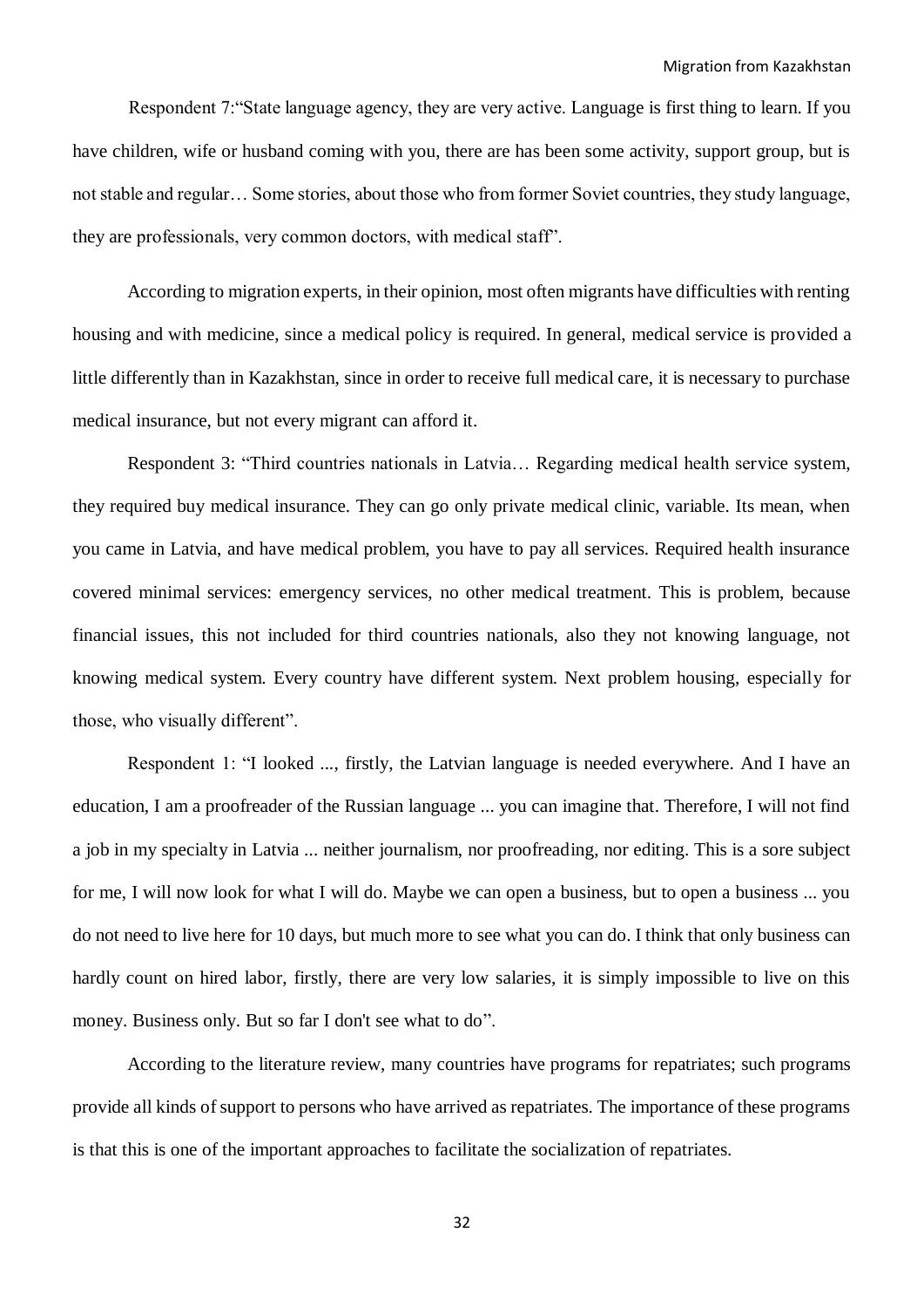Respondent 7:“State language agency, they are very active. Language is first thing to learn. If you have children, wife or husband coming with you, there are has been some activity, support group, but is not stable and regular… Some stories, about those who from former Soviet countries, they study language, they are professionals, very common doctors, with medical staff”.

According to migration experts, in their opinion, most often migrants have difficulties with renting housing and with medicine, since a medical policy is required. In general, medical service is provided a little differently than in Kazakhstan, since in order to receive full medical care, it is necessary to purchase medical insurance, but not every migrant can afford it.

Respondent 3: “Third countries nationals in Latvia… Regarding medical health service system, they required buy medical insurance. They can go only private medical clinic, variable. Its mean, when you came in Latvia, and have medical problem, you have to pay all services. Required health insurance covered minimal services: emergency services, no other medical treatment. This is problem, because financial issues, this not included for third countries nationals, also they not knowing language, not knowing medical system. Every country have different system. Next problem housing, especially for those, who visually different”.

Respondent 1: “I looked ..., firstly, the Latvian language is needed everywhere. And I have an education, I am a proofreader of the Russian language ... you can imagine that. Therefore, I will not find a job in my specialty in Latvia ... neither journalism, nor proofreading, nor editing. This is a sore subject for me, I will now look for what I will do. Maybe we can open a business, but to open a business ... you do not need to live here for 10 days, but much more to see what you can do. I think that only business can hardly count on hired labor, firstly, there are very low salaries, it is simply impossible to live on this money. Business only. But so far I don't see what to do”.

According to the literature review, many countries have programs for repatriates; such programs provide all kinds of support to persons who have arrived as repatriates. The importance of these programs is that this is one of the important approaches to facilitate the socialization of repatriates.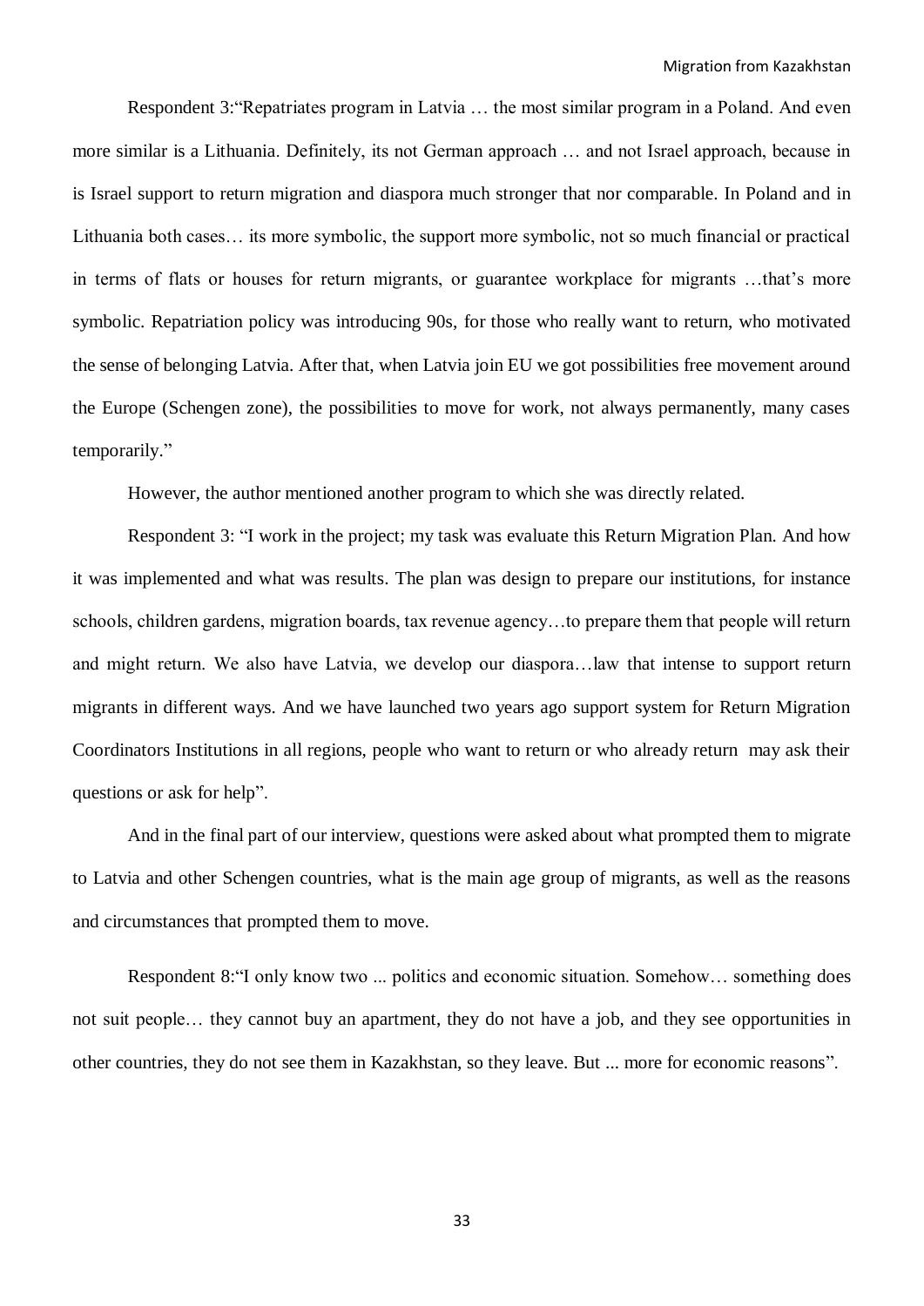Respondent 3:"Repatriates program in Latvia … the most similar program in a Poland. And even more similar is a Lithuania. Definitely, its not German approach … and not Israel approach, because in is Israel support to return migration and diaspora much stronger that nor comparable. In Poland and in Lithuania both cases… its more symbolic, the support more symbolic, not so much financial or practical in terms of flats or houses for return migrants, or guarantee workplace for migrants …that's more symbolic. Repatriation policy was introducing 90s, for those who really want to return, who motivated the sense of belonging Latvia. After that, when Latvia join EU we got possibilities free movement around the Europe (Schengen zone), the possibilities to move for work, not always permanently, many cases temporarily."

However, the author mentioned another program to which she was directly related.

Respondent 3: "I work in the project; my task was evaluate this Return Migration Plan. And how it was implemented and what was results. The plan was design to prepare our institutions, for instance schools, children gardens, migration boards, tax revenue agency…to prepare them that people will return and might return. We also have Latvia, we develop our diaspora…law that intense to support return migrants in different ways. And we have launched two years ago support system for Return Migration Coordinators Institutions in all regions, people who want to return or who already return may ask their questions or ask for help".

And in the final part of our interview, questions were asked about what prompted them to migrate to Latvia and other Schengen countries, what is the main age group of migrants, as well as the reasons and circumstances that prompted them to move.

Respondent 8:"I only know two ... politics and economic situation. Somehow… something does not suit people… they cannot buy an apartment, they do not have a job, and they see opportunities in other countries, they do not see them in Kazakhstan, so they leave. But ... more for economic reasons".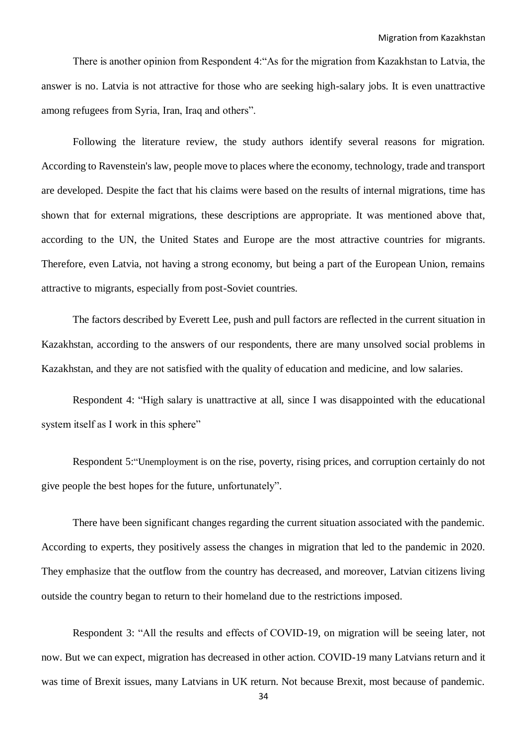There is another opinion from Respondent 4:"As for the migration from Kazakhstan to Latvia, the answer is no. Latvia is not attractive for those who are seeking high-salary jobs. It is even unattractive among refugees from Syria, Iran, Iraq and others".

Following the literature review, the study authors identify several reasons for migration. According to Ravenstein's law, people move to places where the economy, technology, trade and transport are developed. Despite the fact that his claims were based on the results of internal migrations, time has shown that for external migrations, these descriptions are appropriate. It was mentioned above that, according to the UN, the United States and Europe are the most attractive countries for migrants. Therefore, even Latvia, not having a strong economy, but being a part of the European Union, remains attractive to migrants, especially from post-Soviet countries.

The factors described by Everett Lee, push and pull factors are reflected in the current situation in Kazakhstan, according to the answers of our respondents, there are many unsolved social problems in Kazakhstan, and they are not satisfied with the quality of education and medicine, and low salaries.

Respondent 4: "High salary is unattractive at all, since I was disappointed with the educational system itself as I work in this sphere"

Respondent 5:"Unemployment is on the rise, poverty, rising prices, and corruption certainly do not give people the best hopes for the future, unfortunately".

There have been significant changes regarding the current situation associated with the pandemic. According to experts, they positively assess the changes in migration that led to the pandemic in 2020. They emphasize that the outflow from the country has decreased, and moreover, Latvian citizens living outside the country began to return to their homeland due to the restrictions imposed.

Respondent 3: "All the results and effects of COVID-19, on migration will be seeing later, not now. But we can expect, migration has decreased in other action. COVID-19 many Latvians return and it was time of Brexit issues, many Latvians in UK return. Not because Brexit, most because of pandemic.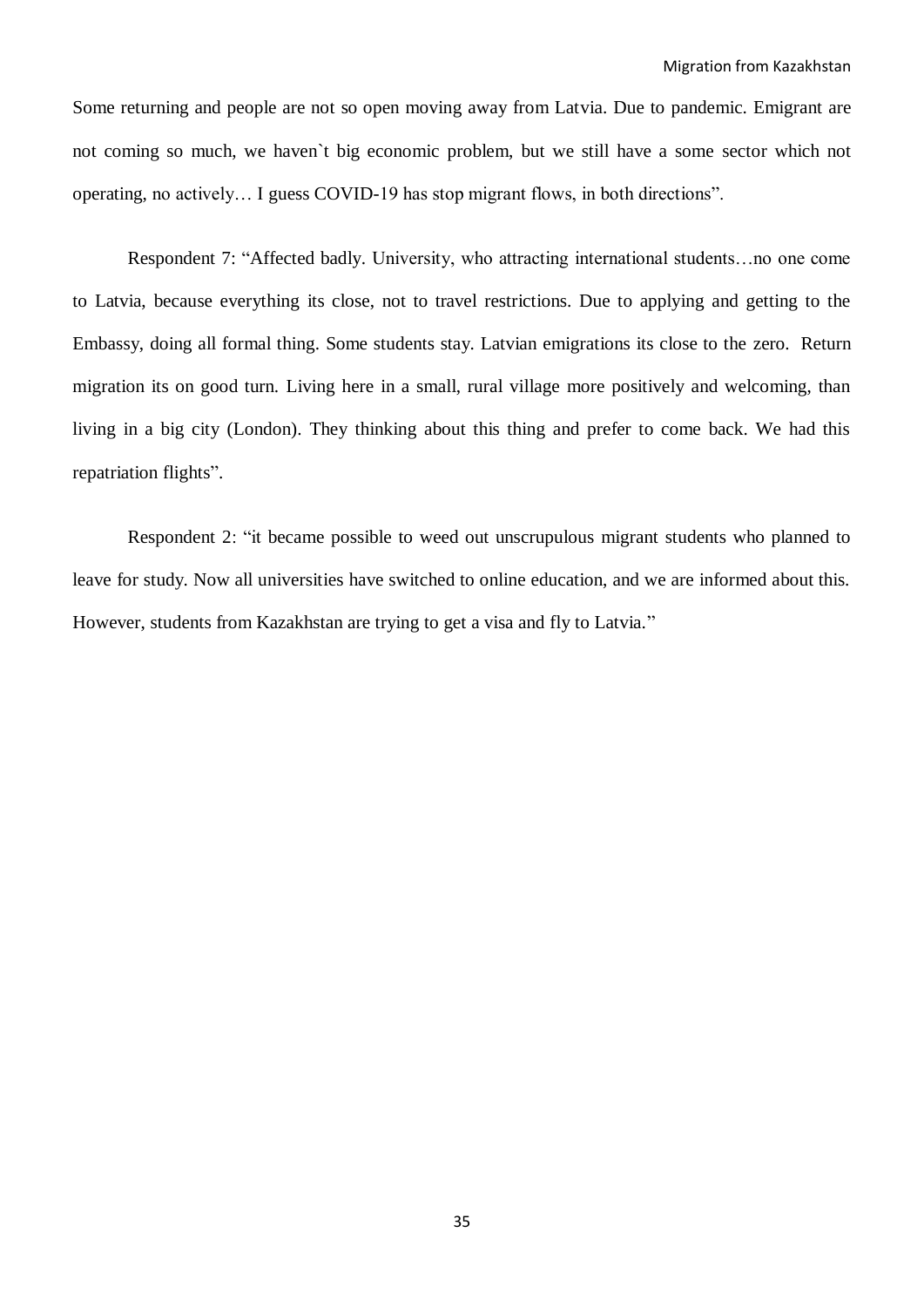Some returning and people are not so open moving away from Latvia. Due to pandemic. Emigrant are not coming so much, we haven`t big economic problem, but we still have a some sector which not operating, no actively… I guess COVID-19 has stop migrant flows, in both directions".

Respondent 7: "Affected badly. University, who attracting international students…no one come to Latvia, because everything its close, not to travel restrictions. Due to applying and getting to the Embassy, doing all formal thing. Some students stay. Latvian emigrations its close to the zero. Return migration its on good turn. Living here in a small, rural village more positively and welcoming, than living in a big city (London). They thinking about this thing and prefer to come back. We had this repatriation flights".

Respondent 2: "it became possible to weed out unscrupulous migrant students who planned to leave for study. Now all universities have switched to online education, and we are informed about this. However, students from Kazakhstan are trying to get a visa and fly to Latvia."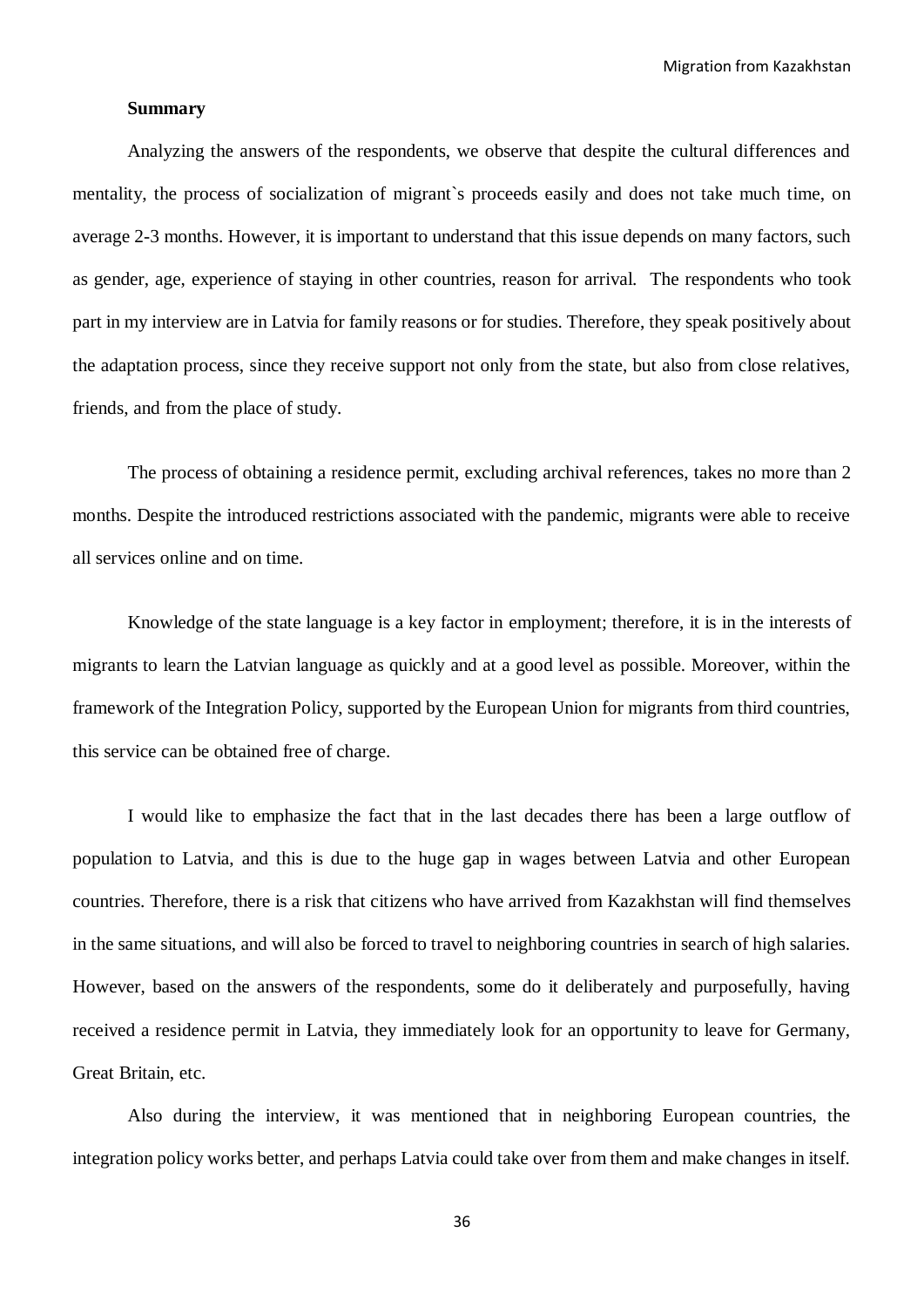**Summary**

Analyzing the answers of the respondents, we observe that despite the cultural differences and mentality, the process of socialization of migrant`s proceeds easily and does not take much time, on average 2-3 months. However, it is important to understand that this issue depends on many factors, such as gender, age, experience of staying in other countries, reason for arrival. The respondents who took part in my interview are in Latvia for family reasons or for studies. Therefore, they speak positively about the adaptation process, since they receive support not only from the state, but also from close relatives, friends, and from the place of study.

The process of obtaining a residence permit, excluding archival references, takes no more than 2 months. Despite the introduced restrictions associated with the pandemic, migrants were able to receive all services online and on time.

Knowledge of the state language is a key factor in employment; therefore, it is in the interests of migrants to learn the Latvian language as quickly and at a good level as possible. Moreover, within the framework of the Integration Policy, supported by the European Union for migrants from third countries, this service can be obtained free of charge.

I would like to emphasize the fact that in the last decades there has been a large outflow of population to Latvia, and this is due to the huge gap in wages between Latvia and other European countries. Therefore, there is a risk that citizens who have arrived from Kazakhstan will find themselves in the same situations, and will also be forced to travel to neighboring countries in search of high salaries. However, based on the answers of the respondents, some do it deliberately and purposefully, having received a residence permit in Latvia, they immediately look for an opportunity to leave for Germany, Great Britain, etc.

Also during the interview, it was mentioned that in neighboring European countries, the integration policy works better, and perhaps Latvia could take over from them and make changes in itself.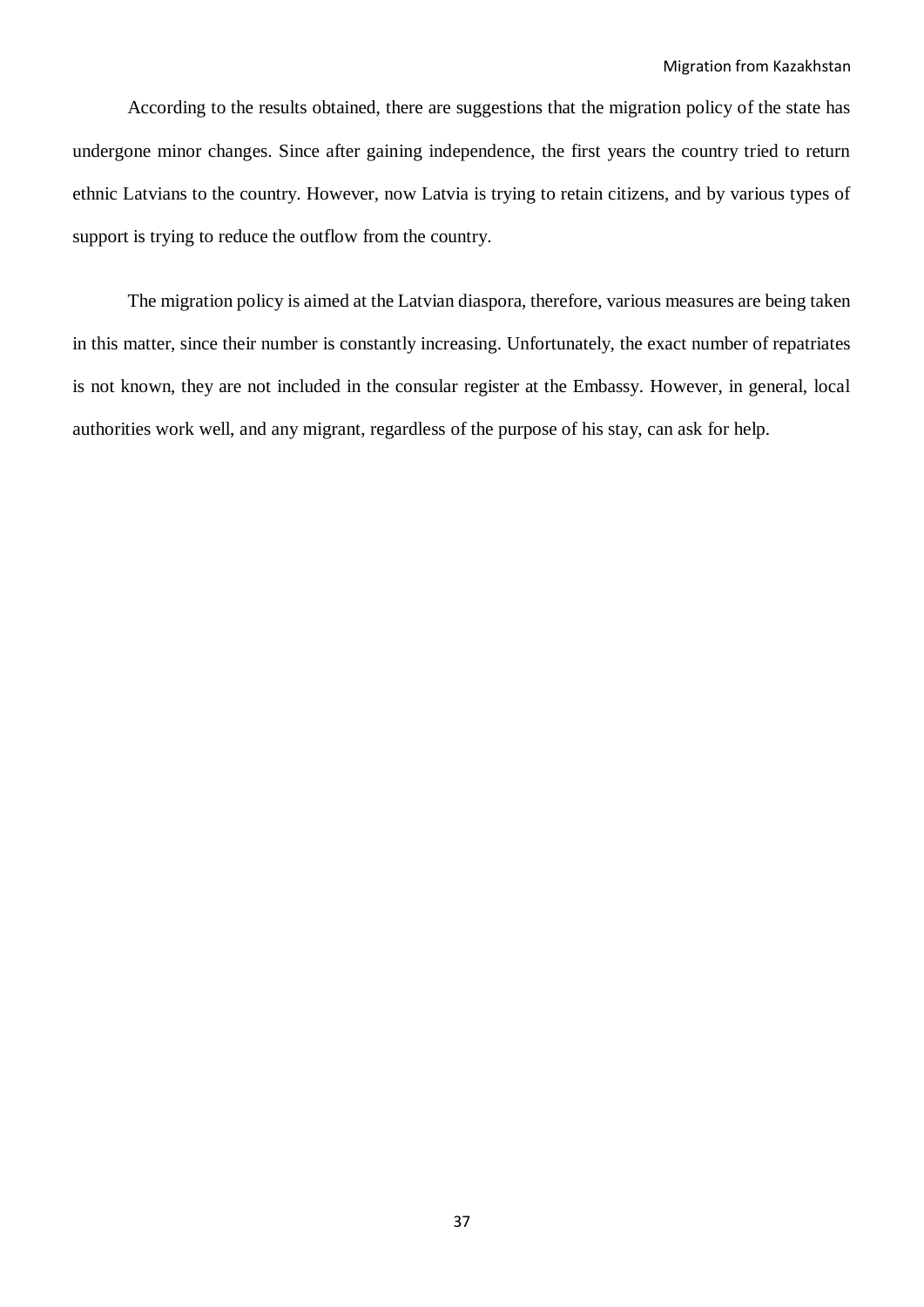According to the results obtained, there are suggestions that the migration policy of the state has undergone minor changes. Since after gaining independence, the first years the country tried to return ethnic Latvians to the country. However, now Latvia is trying to retain citizens, and by various types of support is trying to reduce the outflow from the country.

The migration policy is aimed at the Latvian diaspora, therefore, various measures are being taken in this matter, since their number is constantly increasing. Unfortunately, the exact number of repatriates is not known, they are not included in the consular register at the Embassy. However, in general, local authorities work well, and any migrant, regardless of the purpose of his stay, can ask for help.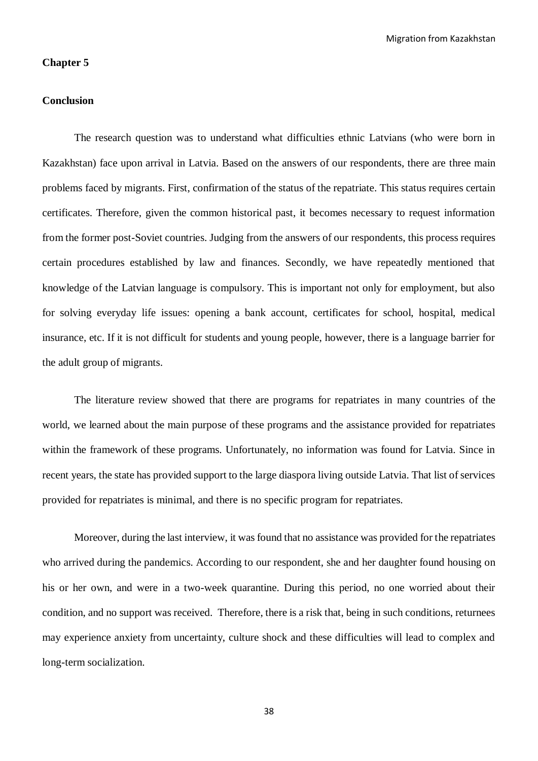**Chapter 5**

**Conclusion**

The research question was to understand what difficulties ethnic Latvians (who were born in Kazakhstan) face upon arrival in Latvia. Based on the answers of our respondents, there are three main problems faced by migrants. First, confirmation of the status of the repatriate. This status requires certain certificates. Therefore, given the common historical past, it becomes necessary to request information from the former post-Soviet countries. Judging from the answers of our respondents, this process requires certain procedures established by law and finances. Secondly, we have repeatedly mentioned that knowledge of the Latvian language is compulsory. This is important not only for employment, but also for solving everyday life issues: opening a bank account, certificates for school, hospital, medical insurance, etc. If it is not difficult for students and young people, however, there is a language barrier for the adult group of migrants.

The literature review showed that there are programs for repatriates in many countries of the world, we learned about the main purpose of these programs and the assistance provided for repatriates within the framework of these programs. Unfortunately, no information was found for Latvia. Since in recent years, the state has provided support to the large diaspora living outside Latvia. That list of services provided for repatriates is minimal, and there is no specific program for repatriates.

Moreover, during the last interview, it was found that no assistance was provided for the repatriates who arrived during the pandemics. According to our respondent, she and her daughter found housing on his or her own, and were in a two-week quarantine. During this period, no one worried about their condition, and no support was received. Therefore, there is a risk that, being in such conditions, returnees may experience anxiety from uncertainty, culture shock and these difficulties will lead to complex and long-term socialization.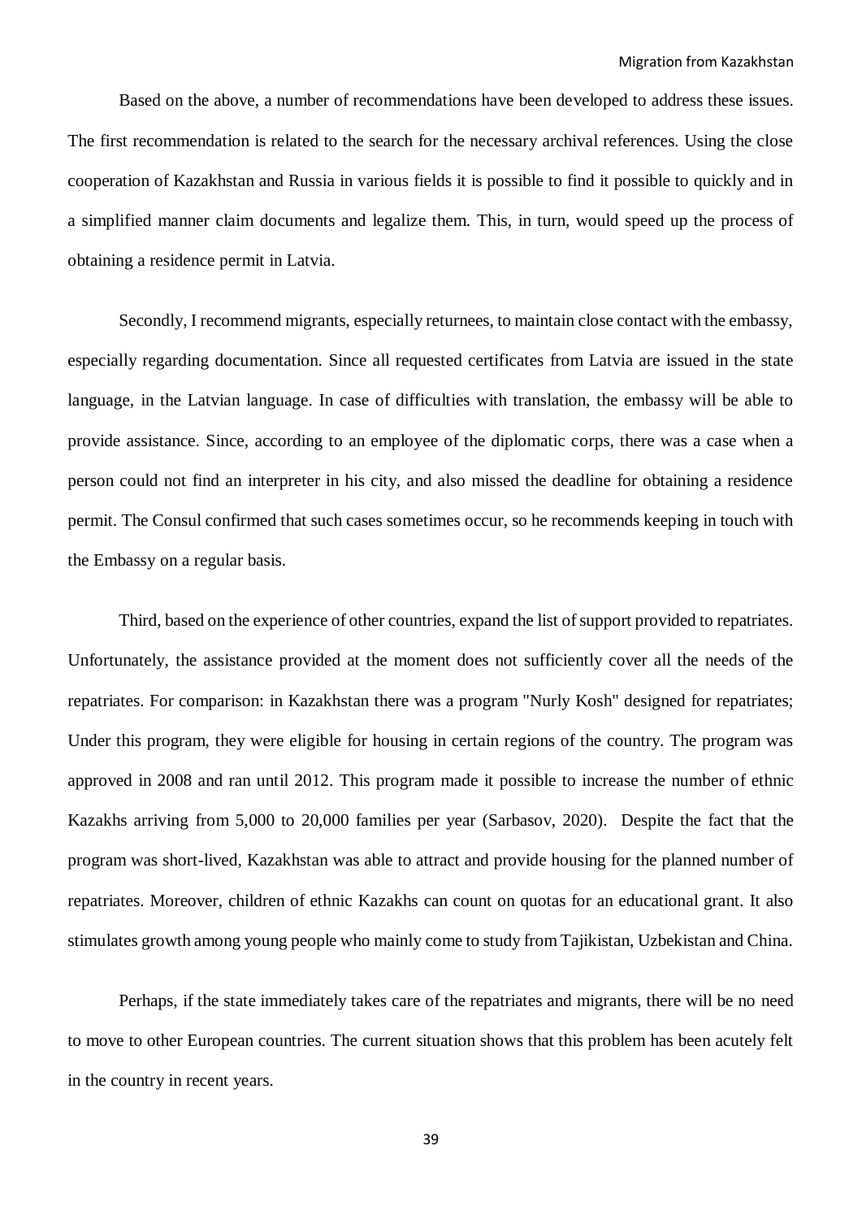Based on the above, a number of recommendations have been developed to address these issues. The first recommendation is related to the search for the necessary archival references. Using the close cooperation of Kazakhstan and Russia in various fields it is possible to find it possible to quickly and in a simplified manner claim documents and legalize them. This, in turn, would speed up the process of obtaining a residence permit in Latvia.

Secondly, I recommend migrants, especially returnees, to maintain close contact with the embassy, especially regarding documentation. Since all requested certificates from Latvia are issued in the state language, in the Latvian language. In case of difficulties with translation, the embassy will be able to provide assistance. Since, according to an employee of the diplomatic corps, there was a case when a person could not find an interpreter in his city, and also missed the deadline for obtaining a residence permit. The Consul confirmed that such cases sometimes occur, so he recommends keeping in touch with the Embassy on a regular basis.

Third, based on the experience of other countries, expand the list of support provided to repatriates. Unfortunately, the assistance provided at the moment does not sufficiently cover all the needs of the repatriates. For comparison: in Kazakhstan there was a program "Nurly Kosh" designed for repatriates; Under this program, they were eligible for housing in certain regions of the country. The program was approved in 2008 and ran until 2012. This program made it possible to increase the number of ethnic Kazakhs arriving from 5,000 to 20,000 families per year (Sarbasov, 2020). Despite the fact that the program was short-lived, Kazakhstan was able to attract and provide housing for the planned number of repatriates. Moreover, children of ethnic Kazakhs can count on quotas for an educational grant. It also stimulates growth among young people who mainly come to study from Tajikistan, Uzbekistan and China.

Perhaps, if the state immediately takes care of the repatriates and migrants, there will be no need to move to other European countries. The current situation shows that this problem has been acutely felt in the country in recent years.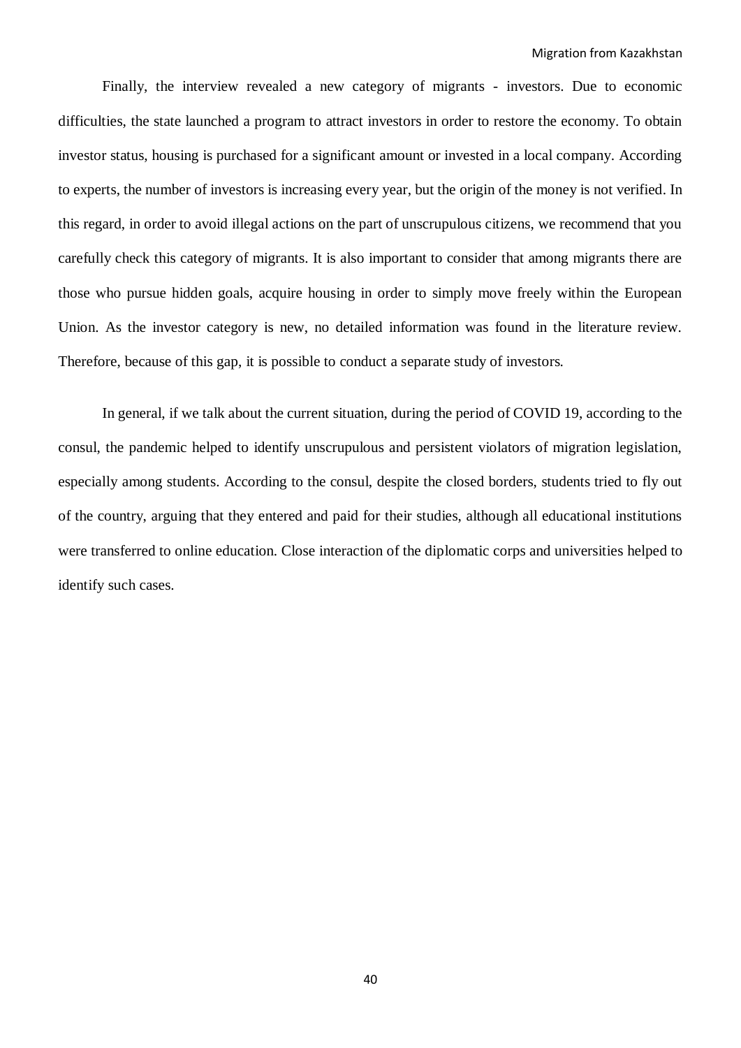Finally, the interview revealed a new category of migrants - investors. Due to economic difficulties, the state launched a program to attract investors in order to restore the economy. To obtain investor status, housing is purchased for a significant amount or invested in a local company. According to experts, the number of investors is increasing every year, but the origin of the money is not verified. In this regard, in order to avoid illegal actions on the part of unscrupulous citizens, we recommend that you carefully check this category of migrants. It is also important to consider that among migrants there are those who pursue hidden goals, acquire housing in order to simply move freely within the European Union. As the investor category is new, no detailed information was found in the literature review. Therefore, because of this gap, it is possible to conduct a separate study of investors.

In general, if we talk about the current situation, during the period of COVID 19, according to the consul, the pandemic helped to identify unscrupulous and persistent violators of migration legislation, especially among students. According to the consul, despite the closed borders, students tried to fly out of the country, arguing that they entered and paid for their studies, although all educational institutions were transferred to online education. Close interaction of the diplomatic corps and universities helped to identify such cases.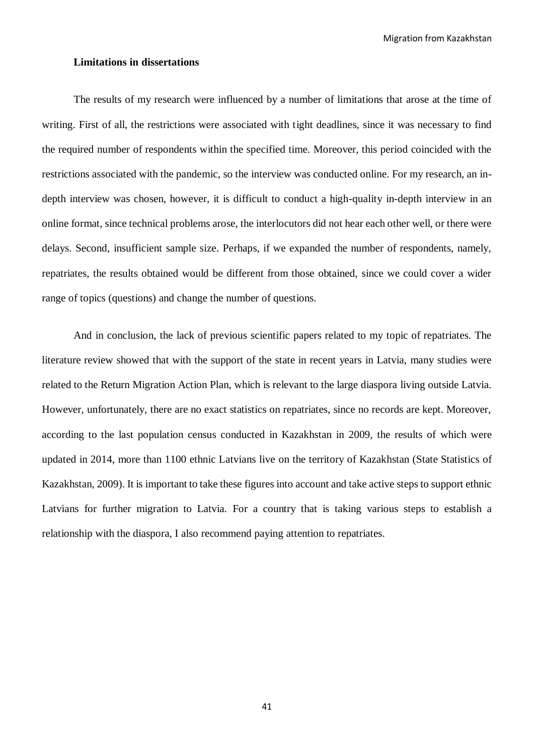**Limitations in dissertations**

The results of my research were influenced by a number of limitations that arose at the time of writing. First of all, the restrictions were associated with tight deadlines, since it was necessary to find the required number of respondents within the specified time. Moreover, this period coincided with the restrictions associated with the pandemic, so the interview was conducted online. For my research, an in-depth interview was chosen, however, it is difficult to conduct a high-quality in-depth interview in an online format, since technical problems arose, the interlocutors did not hear each other well, or there were delays. Second, insufficient sample size. Perhaps, if we expanded the number of respondents, namely, repatriates, the results obtained would be different from those obtained, since we could cover a wider range of topics (questions) and change the number of questions.

And in conclusion, the lack of previous scientific papers related to my topic of repatriates. The literature review showed that with the support of the state in recent years in Latvia, many studies were related to the Return Migration Action Plan, which is relevant to the large diaspora living outside Latvia. However, unfortunately, there are no exact statistics on repatriates, since no records are kept. Moreover, according to the last population census conducted in Kazakhstan in 2009, the results of which were updated in 2014, more than 1100 ethnic Latvians live on the territory of Kazakhstan (State Statistics of Kazakhstan, 2009). It is important to take these figures into account and take active steps to support ethnic Latvians for further migration to Latvia. For a country that is taking various steps to establish a relationship with the diaspora, I also recommend paying attention to repatriates.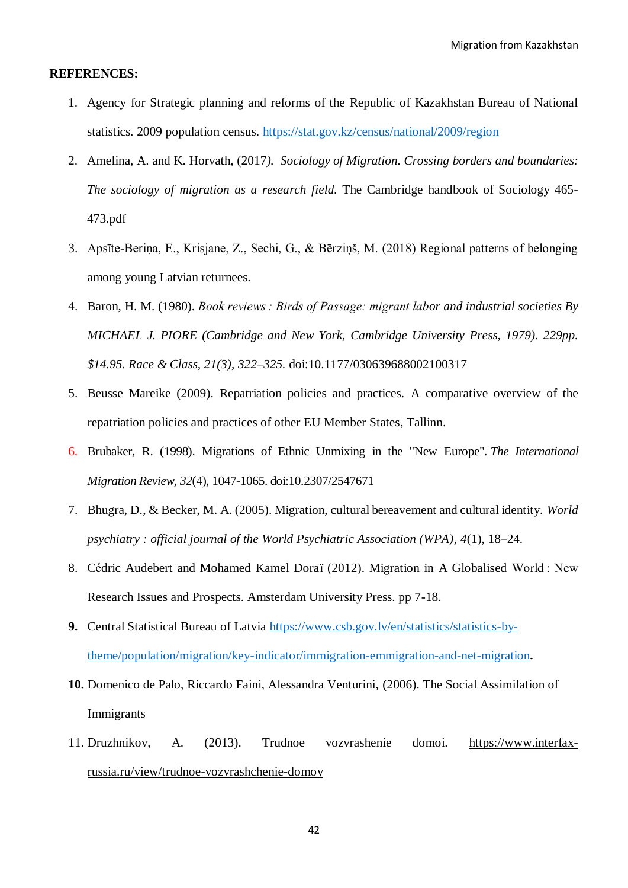**REFERENCES:**

1. Agency for Strategic planning and reforms of the Republic of Kazakhstan Bureau of National statistics. 2009 population census. https://stat.gov.kz/census/national/2009/region
2. Amelina, A. and K. Horvath, (2017*). Sociology of Migration. Crossing borders and boundaries: The sociology of migration as a research field.* The Cambridge handbook of Sociology 465-473.pdf
3. Apsīte-Beriņa, E., Krisjane, Z., Sechi, G., & Bērziņš, M. (2018) Regional patterns of belonging among young Latvian returnees.
4. Baron, H. M. (1980). *Book reviews : Birds of Passage: migrant labor and industrial societies By MICHAEL J. PIORE (Cambridge and New York, Cambridge University Press, 1979). 229pp. $14.95. Race & Class, 21(3), 322–325.* doi:10.1177/030639688002100317
5. Beusse Mareike (2009). Repatriation policies and practices. A comparative overview of the repatriation policies and practices of other EU Member States, Tallinn.
6. Brubaker, R. (1998). Migrations of Ethnic Unmixing in the "New Europe". *The International Migration Review, 32*(4), 1047-1065. doi:10.2307/2547671
7. Bhugra, D., & Becker, M. A. (2005). Migration, cultural bereavement and cultural identity. *World psychiatry : official journal of the World Psychiatric Association (WPA)*, *4*(1), 18–24.
8. Cédric Audebert and Mohamed Kamel Doraï (2012). Migration in A Globalised World : New Research Issues and Prospects. Amsterdam University Press. pp 7-18.
9. Central Statistical Bureau of Latvia https://www.csb.gov.lv/en/statistics/statistics-by-theme/population/migration/key-indicator/immigration-emmigration-and-net-migration**.**
10. Domenico de Palo, Riccardo Faini, Alessandra Venturini, (2006). The Social Assimilation of Immigrants
11. Druzhnikov, A. (2013). Trudnoe vozvrashenie domoi. https://www.interfax-russia.ru/view/trudnoe-vozvrashchenie-domoy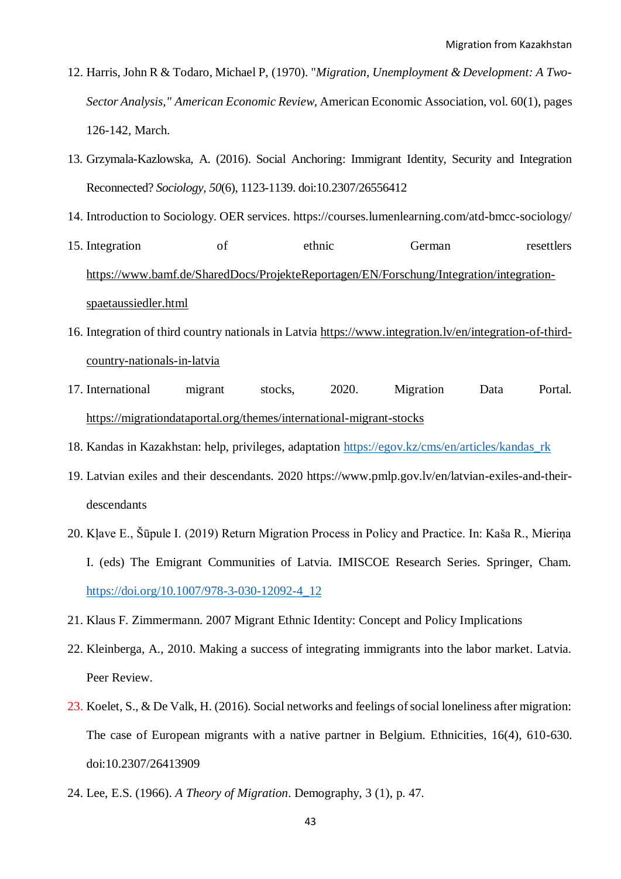12. Harris, John R & Todaro, Michael P, (1970). "*Migration, Unemployment & Development: A Two-Sector Analysis," American Economic Review*, American Economic Association, vol. 60(1), pages 126-142, March.
13. Grzymala-Kazlowska, A. (2016). Social Anchoring: Immigrant Identity, Security and Integration Reconnected? *Sociology, 50*(6), 1123-1139. doi:10.2307/26556412
14. Introduction to Sociology. OER services. https://courses.lumenlearning.com/atd-bmcc-sociology/
15. Integration of ethnic German resettlers https://www.bamf.de/SharedDocs/ProjekteReportagen/EN/Forschung/Integration/integration-spaetaussiedler.html
16. Integration of third country nationals in Latvia https://www.integration.lv/en/integration-of-third-country-nationals-in-latvia
17. International migrant stocks, 2020. Migration Data Portal. https://migrationdataportal.org/themes/international-migrant-stocks
18. Kandas in Kazakhstan: help, privileges, adaptation https://egov.kz/cms/en/articles/kandas_rk
19. Latvian exiles and their descendants. 2020 https://www.pmlp.gov.lv/en/latvian-exiles-and-their-descendants
20. Kļave E., Šūpule I. (2019) Return Migration Process in Policy and Practice. In: Kaša R., Mieriņa I. (eds) The Emigrant Communities of Latvia. IMISCOE Research Series. Springer, Cham. https://doi.org/10.1007/978-3-030-12092-4_12
21. Klaus F. Zimmermann. 2007 Migrant Ethnic Identity: Concept and Policy Implications
22. Kleinberga, A., 2010. Making a success of integrating immigrants into the labor market. Latvia. Peer Review.
23. Koelet, S., & De Valk, H. (2016). Social networks and feelings of social loneliness after migration: The case of European migrants with a native partner in Belgium. Ethnicities, 16(4), 610-630. doi:10.2307/26413909
24. Lee, E.S. (1966). *A Theory of Migration*. Demography, 3 (1), p. 47.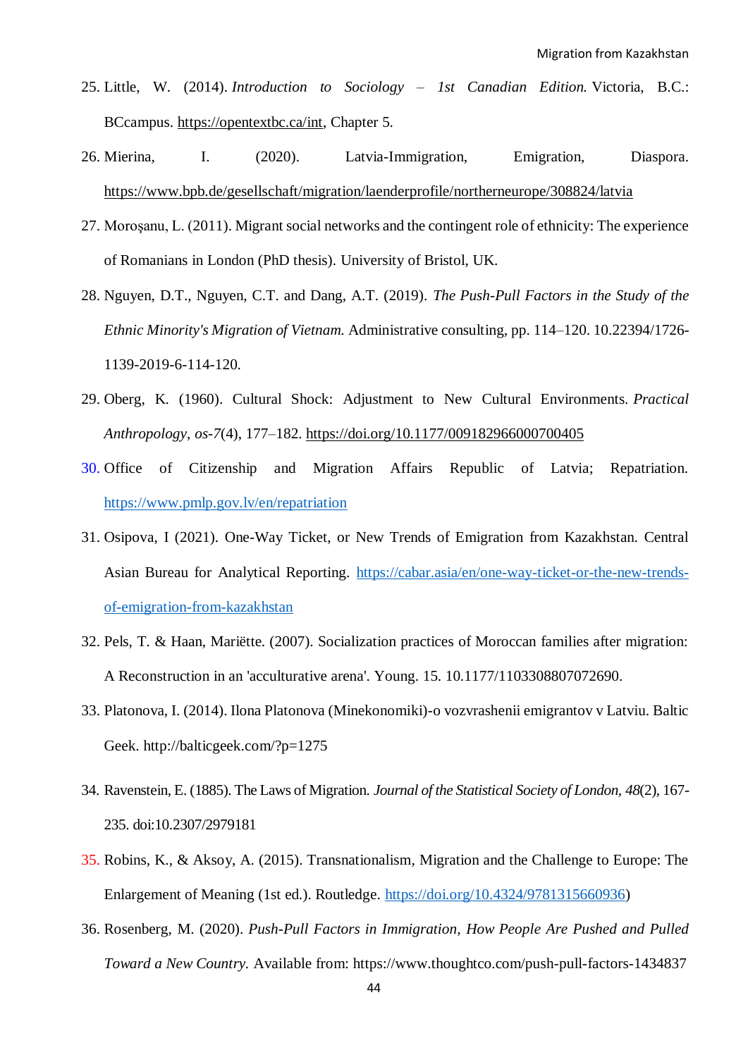25. Little, W. (2014). *Introduction to Sociology – 1st Canadian Edition.* Victoria, B.C.: BCcampus. https://opentextbc.ca/int, Chapter 5.
26. Mierina, I. (2020). Latvia-Immigration, Emigration, Diaspora. https://www.bpb.de/gesellschaft/migration/laenderprofile/northerneurope/308824/latvia
27. Moroşanu, L. (2011). Migrant social networks and the contingent role of ethnicity: The experience of Romanians in London (PhD thesis). University of Bristol, UK.
28. Nguyen, D.T., Nguyen, C.T. and Dang, A.T. (2019). *The Push-Pull Factors in the Study of the Ethnic Minority's Migration of Vietnam.* Administrative consulting, pp. 114–120. 10.22394/1726-1139-2019-6-114-120.
29. Oberg, K. (1960). Cultural Shock: Adjustment to New Cultural Environments. *Practical Anthropology*, *os-7*(4), 177–182. https://doi.org/10.1177/009182966000700405
30. Office of Citizenship and Migration Affairs Republic of Latvia; Repatriation. https://www.pmlp.gov.lv/en/repatriation
31. Osipova, I (2021). One-Way Ticket, or New Trends of Emigration from Kazakhstan. Central Asian Bureau for Analytical Reporting. https://cabar.asia/en/one-way-ticket-or-the-new-trends-of-emigration-from-kazakhstan
32. Pels, T. & Haan, Mariëtte. (2007). Socialization practices of Moroccan families after migration: A Reconstruction in an 'acculturative arena'. Young. 15. 10.1177/1103308807072690.
33. Platonova, I. (2014). Ilona Platonova (Minekonomiki)-o vozvrashenii emigrantov v Latviu. Baltic Geek. http://balticgeek.com/?p=1275
34. Ravenstein, E. (1885). The Laws of Migration. *Journal of the Statistical Society of London, 48*(2), 167-235. doi:10.2307/2979181
35. Robins, K., & Aksoy, A. (2015). Transnationalism, Migration and the Challenge to Europe: The Enlargement of Meaning (1st ed.). Routledge. https://doi.org/10.4324/9781315660936)
36. Rosenberg, M. (2020). *Push-Pull Factors in Immigration, How People Are Pushed and Pulled Toward a New Country.* Available from: https://www.thoughtco.com/push-pull-factors-1434837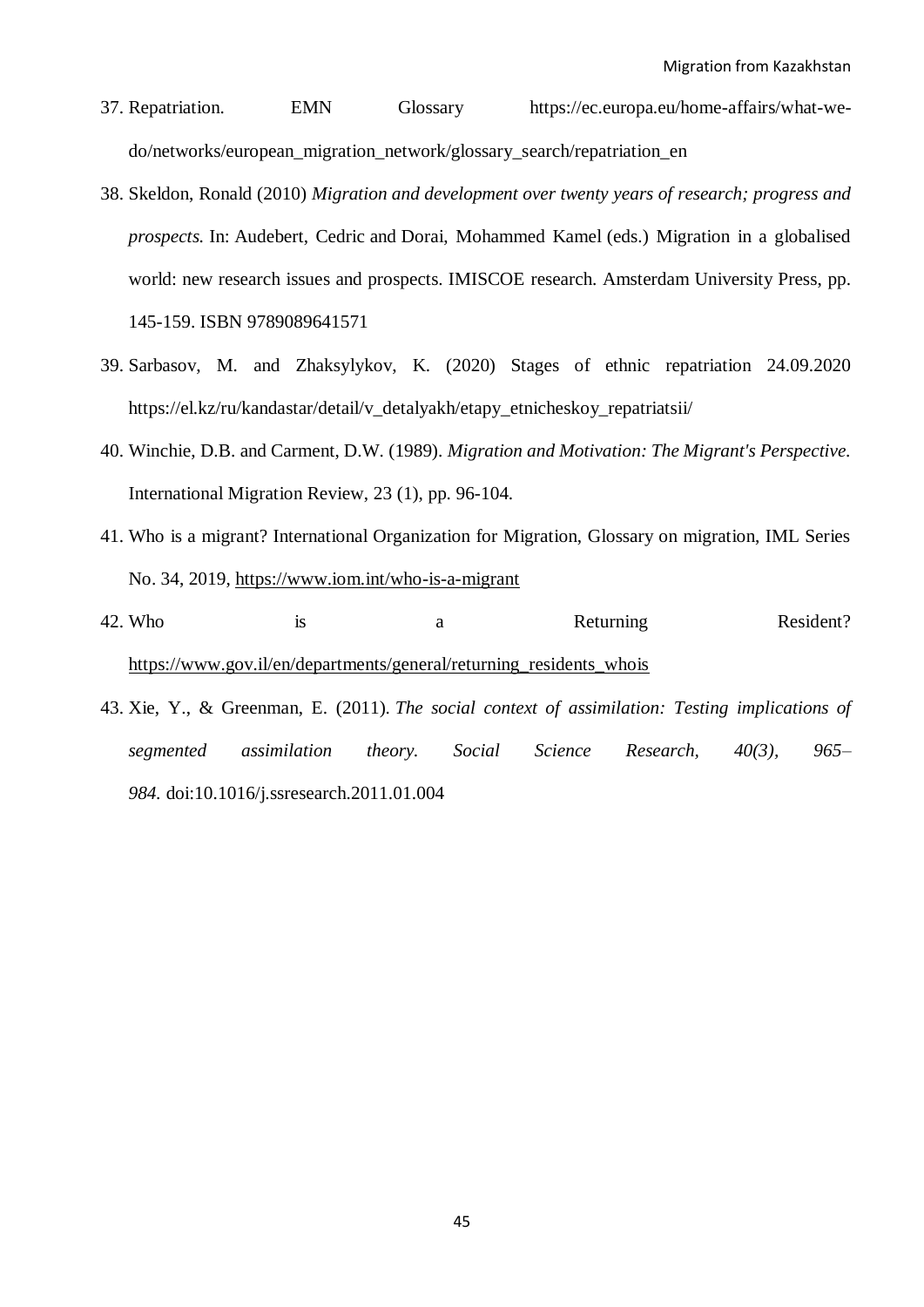37. Repatriation. EMN Glossary https://ec.europa.eu/home-affairs/what-we-do/networks/european_migration_network/glossary_search/repatriation_en

38. Skeldon, Ronald (2010) *Migration and development over twenty years of research; progress and prospects.* In: Audebert, Cedric and Dorai, Mohammed Kamel (eds.) Migration in a globalised world: new research issues and prospects. IMISCOE research. Amsterdam University Press, pp. 145-159. ISBN 9789089641571

39. Sarbasov, M. and Zhaksylykov, K. (2020) Stages of ethnic repatriation 24.09.2020 https://el.kz/ru/kandastar/detail/v_detalyakh/etapy_etnicheskoy_repatriatsii/

40. Winchie, D.B. and Carment, D.W. (1989). *Migration and Motivation: The Migrant's Perspective.* International Migration Review, 23 (1), pp. 96-104.

41. Who is a migrant? International Organization for Migration, Glossary on migration, IML Series No. 34, 2019, https://www.iom.int/who-is-a-migrant

42. Who is a Returning Resident? https://www.gov.il/en/departments/general/returning_residents_whois

43. Xie, Y., & Greenman, E. (2011). *The social context of assimilation: Testing implications of segmented assimilation theory. Social Science Research, 40(3), 965–984.* doi:10.1016/j.ssresearch.2011.01.004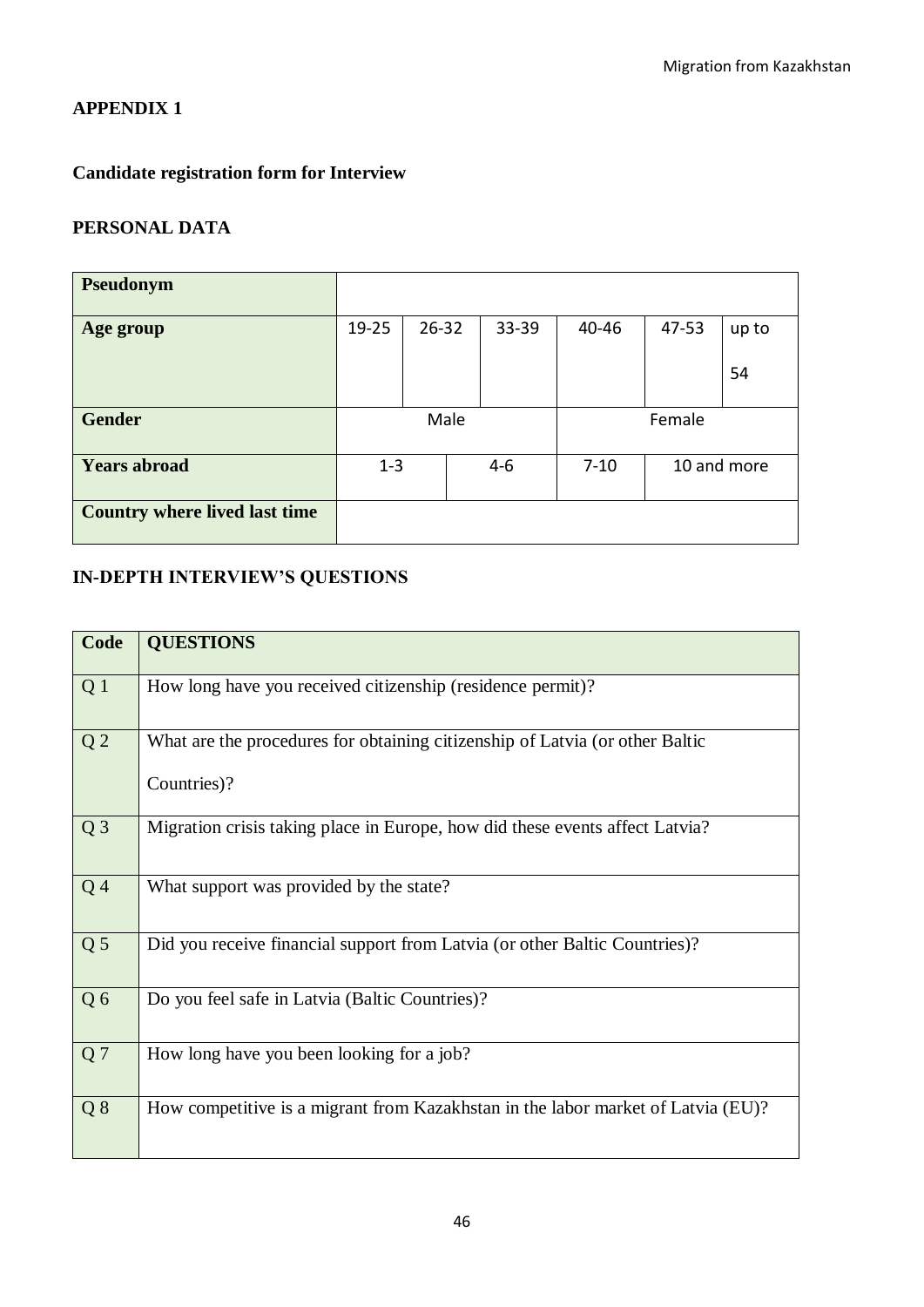## APPENDIX 1

### Candidate registration form for Interview

### PERSONAL DATA

| **Pseudonym** | | | | | | |
|---|---|---|---|---|---|---|
| **Age group** | 19-25 | 26-32 | 33-39 | 40-46 | 47-53 | up to 54 |
| **Gender** | Male | | | Female | | |
| **Years abroad** | 1-3 | 4-6 | | 7-10 | 10 and more | |
| **Country where lived last time** | | | | | | |

### IN-DEPTH INTERVIEW'S QUESTIONS

| Code | QUESTIONS |
|---|---|
| Q 1 | How long have you received citizenship (residence permit)? |
| Q 2 | What are the procedures for obtaining citizenship of Latvia (or other Baltic Countries)? |
| Q 3 | Migration crisis taking place in Europe, how did these events affect Latvia? |
| Q 4 | What support was provided by the state? |
| Q 5 | Did you receive financial support from Latvia (or other Baltic Countries)? |
| Q 6 | Do you feel safe in Latvia (Baltic Countries)? |
| Q 7 | How long have you been looking for a job? |
| Q 8 | How competitive is a migrant from Kazakhstan in the labor market of Latvia (EU)? |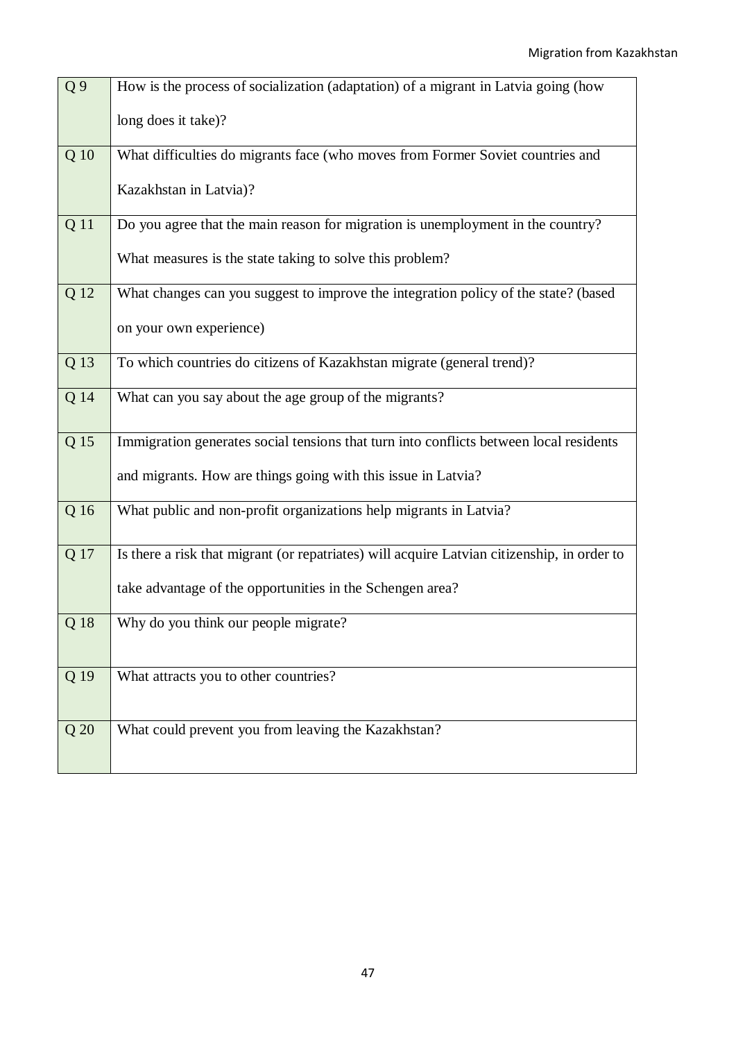| | |
|---|---|
| Q 9 | How is the process of socialization (adaptation) of a migrant in Latvia going (how long does it take)? |
| Q 10 | What difficulties do migrants face (who moves from Former Soviet countries and Kazakhstan in Latvia)? |
| Q 11 | Do you agree that the main reason for migration is unemployment in the country? What measures is the state taking to solve this problem? |
| Q 12 | What changes can you suggest to improve the integration policy of the state? (based on your own experience) |
| Q 13 | To which countries do citizens of Kazakhstan migrate (general trend)? |
| Q 14 | What can you say about the age group of the migrants? |
| Q 15 | Immigration generates social tensions that turn into conflicts between local residents and migrants. How are things going with this issue in Latvia? |
| Q 16 | What public and non-profit organizations help migrants in Latvia? |
| Q 17 | Is there a risk that migrant (or repatriates) will acquire Latvian citizenship, in order to take advantage of the opportunities in the Schengen area? |
| Q 18 | Why do you think our people migrate? |
| Q 19 | What attracts you to other countries? |
| Q 20 | What could prevent you from leaving the Kazakhstan? |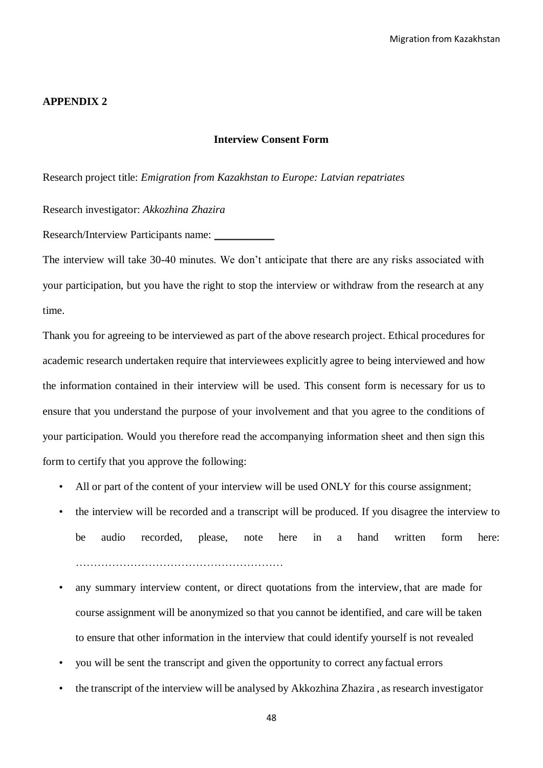**APPENDIX 2**

**Interview Consent Form**

Research project title: *Emigration from Kazakhstan to Europe: Latvian repatriates*

Research investigator: *Akkozhina Zhazira*

Research/Interview Participants name: \_\_\_\_\_\_\_\_\_\_\_

The interview will take 30-40 minutes. We don’t anticipate that there are any risks associated with your participation, but you have the right to stop the interview or withdraw from the research at any time.

Thank you for agreeing to be interviewed as part of the above research project. Ethical procedures for academic research undertaken require that interviewees explicitly agree to being interviewed and how the information contained in their interview will be used. This consent form is necessary for us to ensure that you understand the purpose of your involvement and that you agree to the conditions of your participation. Would you therefore read the accompanying information sheet and then sign this form to certify that you approve the following:

- All or part of the content of your interview will be used ONLY for this course assignment;
- the interview will be recorded and a transcript will be produced. If you disagree the interview to be audio recorded, please, note here in a hand written form here: ……………………………………………………
- any summary interview content, or direct quotations from the interview, that are made for course assignment will be anonymized so that you cannot be identified, and care will be taken to ensure that other information in the interview that could identify yourself is not revealed
- you will be sent the transcript and given the opportunity to correct any factual errors
- the transcript of the interview will be analysed by Akkozhina Zhazira , as research investigator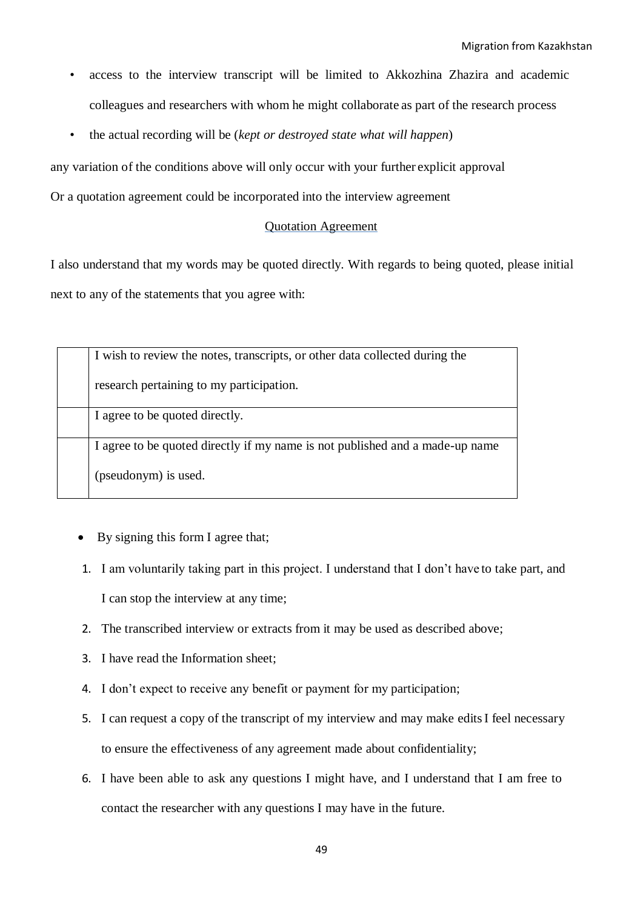- access to the interview transcript will be limited to Akkozhina Zhazira and academic colleagues and researchers with whom he might collaborate as part of the research process
- the actual recording will be (*kept or destroyed state what will happen*)

any variation of the conditions above will only occur with your further explicit approval

Or a quotation agreement could be incorporated into the interview agreement

Quotation Agreement

I also understand that my words may be quoted directly. With regards to being quoted, please initial next to any of the statements that you agree with:

| | |
|---|---|
| | I wish to review the notes, transcripts, or other data collected during the research pertaining to my participation. |
| | I agree to be quoted directly. |
| | I agree to be quoted directly if my name is not published and a made-up name (pseudonym) is used. |

- By signing this form I agree that;

1. I am voluntarily taking part in this project. I understand that I don't have to take part, and I can stop the interview at any time;
2. The transcribed interview or extracts from it may be used as described above;
3. I have read the Information sheet;
4. I don't expect to receive any benefit or payment for my participation;
5. I can request a copy of the transcript of my interview and may make edits I feel necessary to ensure the effectiveness of any agreement made about confidentiality;
6. I have been able to ask any questions I might have, and I understand that I am free to contact the researcher with any questions I may have in the future.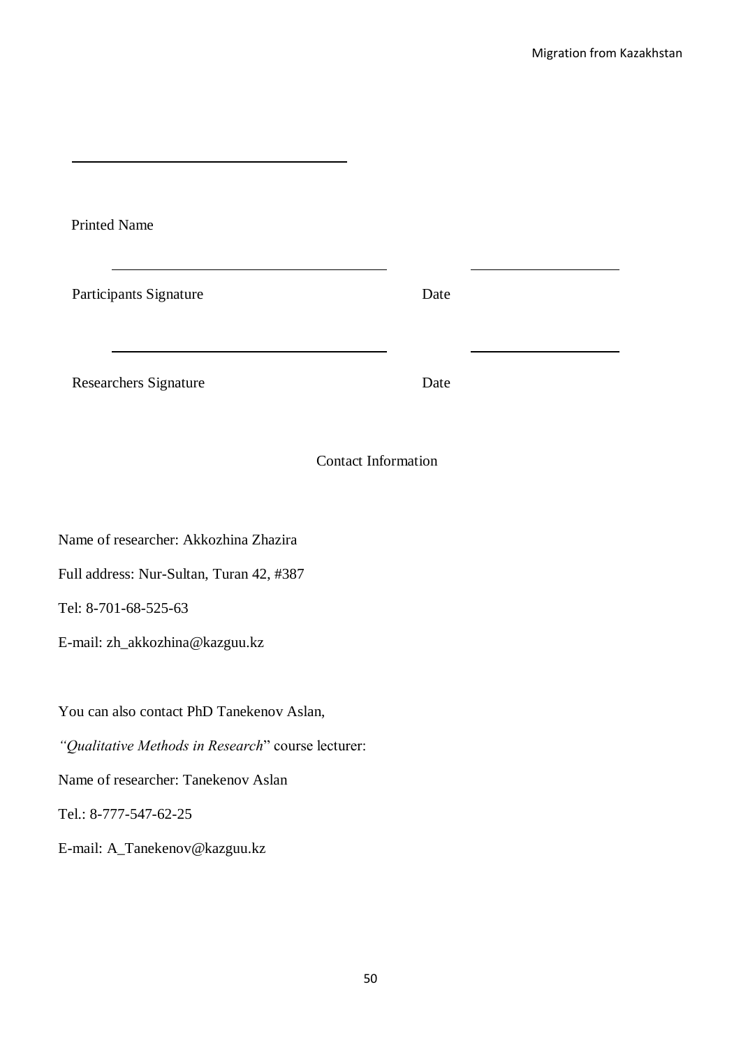\_\_\_\_\_\_\_\_\_\_\_\_\_\_\_\_\_\_\_\_\_\_\_\_\_\_\_\_\_\_\_\_\_\_\_\_\_\_

Printed Name

\_\_\_\_\_\_\_\_\_\_\_\_\_\_\_\_\_\_\_\_\_\_\_\_\_\_\_\_\_\_\_\_\_\_\_\_\_\_ \_\_\_\_\_\_\_\_\_\_\_\_\_\_\_\_\_\_\_\_

Participants Signature Date

\_\_\_\_\_\_\_\_\_\_\_\_\_\_\_\_\_\_\_\_\_\_\_\_\_\_\_\_\_\_\_\_\_\_\_\_\_\_ \_\_\_\_\_\_\_\_\_\_\_\_\_\_\_\_\_\_\_\_

Researchers Signature Date

Contact Information

Name of researcher: Akkozhina Zhazira

Full address: Nur-Sultan, Turan 42, #387

Tel: 8-701-68-525-63

E-mail: zh_akkozhina@kazguu.kz

You can also contact PhD Tanekenov Aslan,

*"Qualitative Methods in Research*" course lecturer:

Name of researcher: Tanekenov Aslan

Tel.: 8-777-547-62-25

E-mail: A_Tanekenov@kazguu.kz